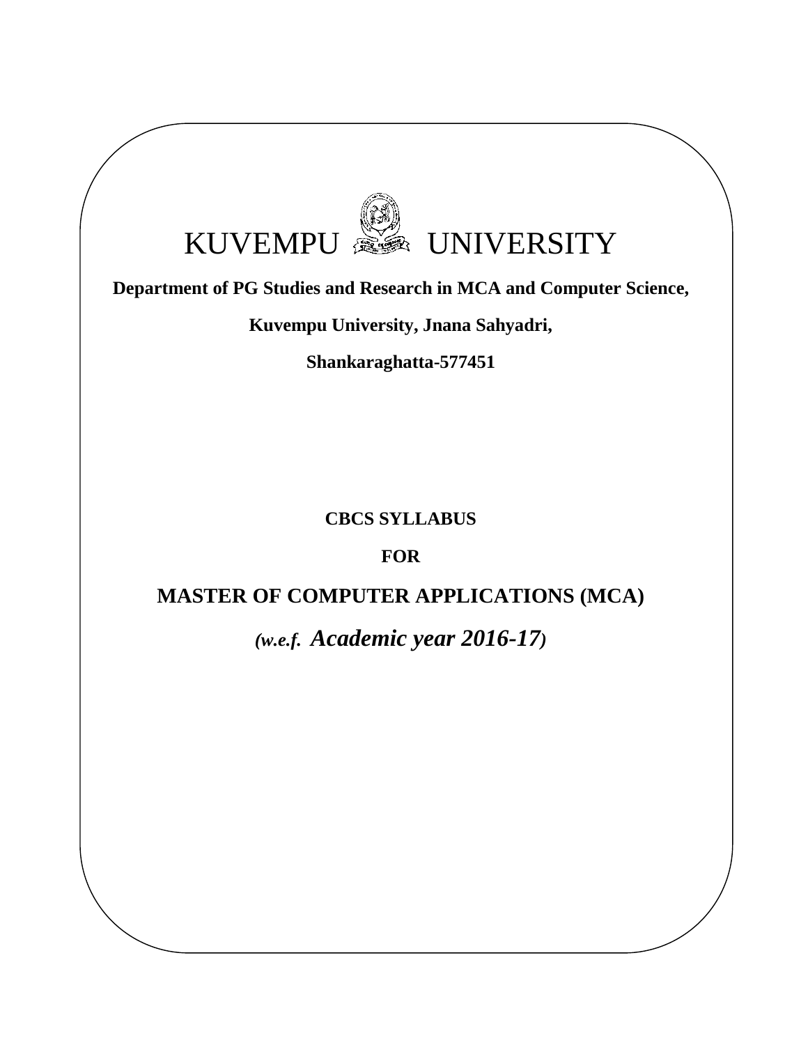# KUVEMPU UNIVERSITY

**Department of PG Studies and Research in MCA and Computer Science,**

**Kuvempu University, Jnana Sahyadri,**

**Shankaraghatta-577451**

**CBCS SYLLABUS**

**FOR**

## MASTER OF COMPUTER APPLICATIONS (MCA)

***(w.e.f. Academic year 2016-17)***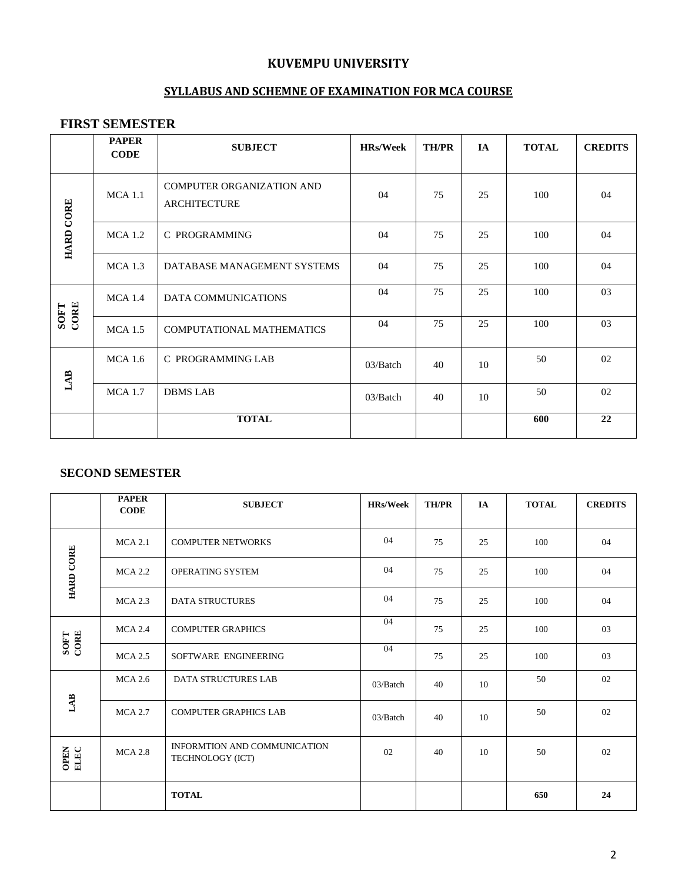# KUVEMPU UNIVERSITY

## SYLLABUS AND SCHEMNE OF EXAMINATION FOR MCA COURSE

## FIRST SEMESTER

| | PAPER CODE | SUBJECT | HRs/Week | TH/PR | IA | TOTAL | CREDITS |
|---|---|---|---|---|---|---|---|
| HARD CORE | MCA 1.1 | COMPUTER ORGANIZATION AND ARCHITECTURE | 04 | 75 | 25 | 100 | 04 |
| | MCA 1.2 | C PROGRAMMING | 04 | 75 | 25 | 100 | 04 |
| | MCA 1.3 | DATABASE MANAGEMENT SYSTEMS | 04 | 75 | 25 | 100 | 04 |
| SOFT CORE | MCA 1.4 | DATA COMMUNICATIONS | 04 | 75 | 25 | 100 | 03 |
| | MCA 1.5 | COMPUTATIONAL MATHEMATICS | 04 | 75 | 25 | 100 | 03 |
| LAB | MCA 1.6 | C PROGRAMMING LAB | 03/Batch | 40 | 10 | 50 | 02 |
| | MCA 1.7 | DBMS LAB | 03/Batch | 40 | 10 | 50 | 02 |
| | | **TOTAL** | | | | **600** | **22** |

## SECOND SEMESTER

| | PAPER CODE | SUBJECT | HRs/Week | TH/PR | IA | TOTAL | CREDITS |
|---|---|---|---|---|---|---|---|
| HARD CORE | MCA 2.1 | COMPUTER NETWORKS | 04 | 75 | 25 | 100 | 04 |
| | MCA 2.2 | OPERATING SYSTEM | 04 | 75 | 25 | 100 | 04 |
| | MCA 2.3 | DATA STRUCTURES | 04 | 75 | 25 | 100 | 04 |
| SOFT CORE | MCA 2.4 | COMPUTER GRAPHICS | 04 | 75 | 25 | 100 | 03 |
| | MCA 2.5 | SOFTWARE ENGINEERING | 04 | 75 | 25 | 100 | 03 |
| LAB | MCA 2.6 | DATA STRUCTURES LAB | 03/Batch | 40 | 10 | 50 | 02 |
| | MCA 2.7 | COMPUTER GRAPHICS LAB | 03/Batch | 40 | 10 | 50 | 02 |
| OPEN ELEC | MCA 2.8 | INFORMTION AND COMMUNICATION TECHNOLOGY (ICT) | 02 | 40 | 10 | 50 | 02 |
| | | **TOTAL** | | | | **650** | **24** |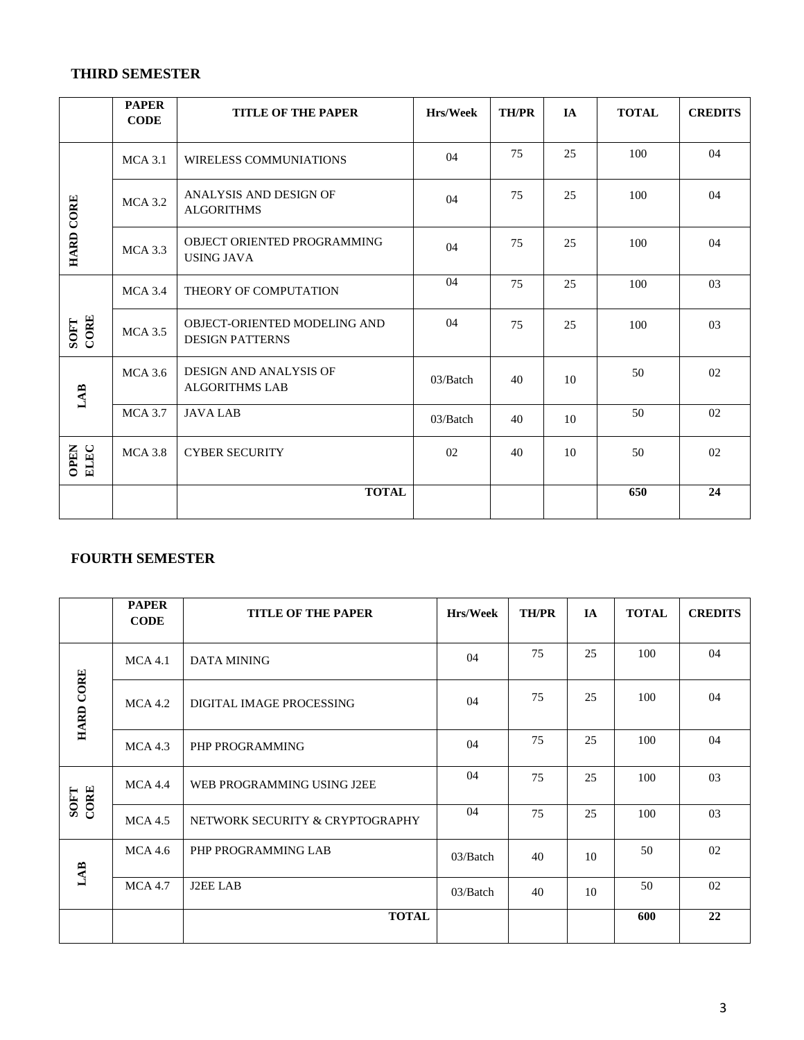### THIRD SEMESTER

| | PAPER CODE | TITLE OF THE PAPER | Hrs/Week | TH/PR | IA | TOTAL | CREDITS |
|---|---|---|---|---|---|---|---|
| HARD CORE | MCA 3.1 | WIRELESS COMMUNIATIONS | 04 | 75 | 25 | 100 | 04 |
| | MCA 3.2 | ANALYSIS AND DESIGN OF ALGORITHMS | 04 | 75 | 25 | 100 | 04 |
| | MCA 3.3 | OBJECT ORIENTED PROGRAMMING USING JAVA | 04 | 75 | 25 | 100 | 04 |
| SOFT CORE | MCA 3.4 | THEORY OF COMPUTATION | 04 | 75 | 25 | 100 | 03 |
| | MCA 3.5 | OBJECT-ORIENTED MODELING AND DESIGN PATTERNS | 04 | 75 | 25 | 100 | 03 |
| LAB | MCA 3.6 | DESIGN AND ANALYSIS OF ALGORITHMS LAB | 03/Batch | 40 | 10 | 50 | 02 |
| | MCA 3.7 | JAVA LAB | 03/Batch | 40 | 10 | 50 | 02 |
| OPEN ELEC | MCA 3.8 | CYBER SECURITY | 02 | 40 | 10 | 50 | 02 |
| | | **TOTAL** | | | | **650** | **24** |

### FOURTH SEMESTER

| | PAPER CODE | TITLE OF THE PAPER | Hrs/Week | TH/PR | IA | TOTAL | CREDITS |
|---|---|---|---|---|---|---|---|
| HARD CORE | MCA 4.1 | DATA MINING | 04 | 75 | 25 | 100 | 04 |
| | MCA 4.2 | DIGITAL IMAGE PROCESSING | 04 | 75 | 25 | 100 | 04 |
| | MCA 4.3 | PHP PROGRAMMING | 04 | 75 | 25 | 100 | 04 |
| SOFT CORE | MCA 4.4 | WEB PROGRAMMING USING J2EE | 04 | 75 | 25 | 100 | 03 |
| | MCA 4.5 | NETWORK SECURITY & CRYPTOGRAPHY | 04 | 75 | 25 | 100 | 03 |
| LAB | MCA 4.6 | PHP PROGRAMMING LAB | 03/Batch | 40 | 10 | 50 | 02 |
| | MCA 4.7 | J2EE LAB | 03/Batch | 40 | 10 | 50 | 02 |
| | | **TOTAL** | | | | **600** | **22** |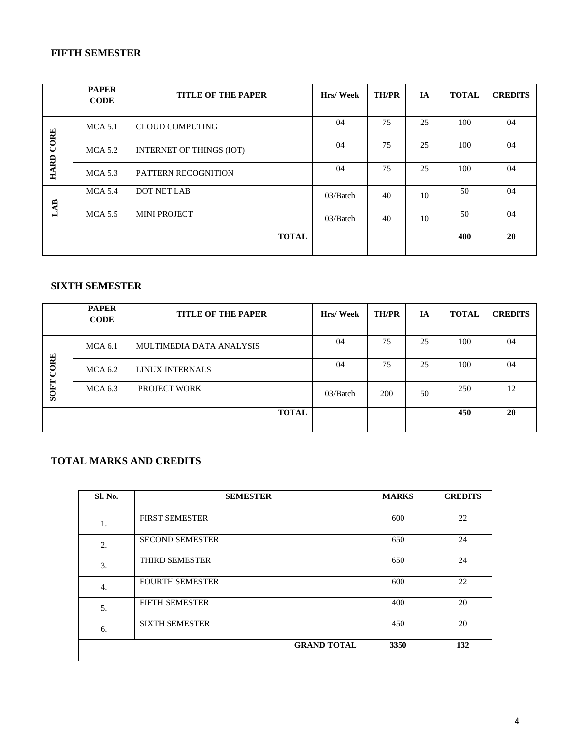### FIFTH SEMESTER

| | PAPER CODE | TITLE OF THE PAPER | Hrs/ Week | TH/PR | IA | TOTAL | CREDITS |
|---|---|---|---|---|---|---|---|
| HARD CORE | MCA 5.1 | CLOUD COMPUTING | 04 | 75 | 25 | 100 | 04 |
| | MCA 5.2 | INTERNET OF THINGS (IOT) | 04 | 75 | 25 | 100 | 04 |
| | MCA 5.3 | PATTERN RECOGNITION | 04 | 75 | 25 | 100 | 04 |
| LAB | MCA 5.4 | DOT NET LAB | 03/Batch | 40 | 10 | 50 | 04 |
| | MCA 5.5 | MINI PROJECT | 03/Batch | 40 | 10 | 50 | 04 |
| | | **TOTAL** | | | | **400** | **20** |

### SIXTH SEMESTER

| | PAPER CODE | TITLE OF THE PAPER | Hrs/ Week | TH/PR | IA | TOTAL | CREDITS |
|---|---|---|---|---|---|---|---|
| SOFT CORE | MCA 6.1 | MULTIMEDIA DATA ANALYSIS | 04 | 75 | 25 | 100 | 04 |
| | MCA 6.2 | LINUX INTERNALS | 04 | 75 | 25 | 100 | 04 |
| | MCA 6.3 | PROJECT WORK | 03/Batch | 200 | 50 | 250 | 12 |
| | | **TOTAL** | | | | **450** | **20** |

### TOTAL MARKS AND CREDITS

| Sl. No. | SEMESTER | MARKS | CREDITS |
|---|---|---|---|
| 1. | FIRST SEMESTER | 600 | 22 |
| 2. | SECOND SEMESTER | 650 | 24 |
| 3. | THIRD SEMESTER | 650 | 24 |
| 4. | FOURTH SEMESTER | 600 | 22 |
| 5. | FIFTH SEMESTER | 400 | 20 |
| 6. | SIXTH SEMESTER | 450 | 20 |
| | **GRAND TOTAL** | **3350** | **132** |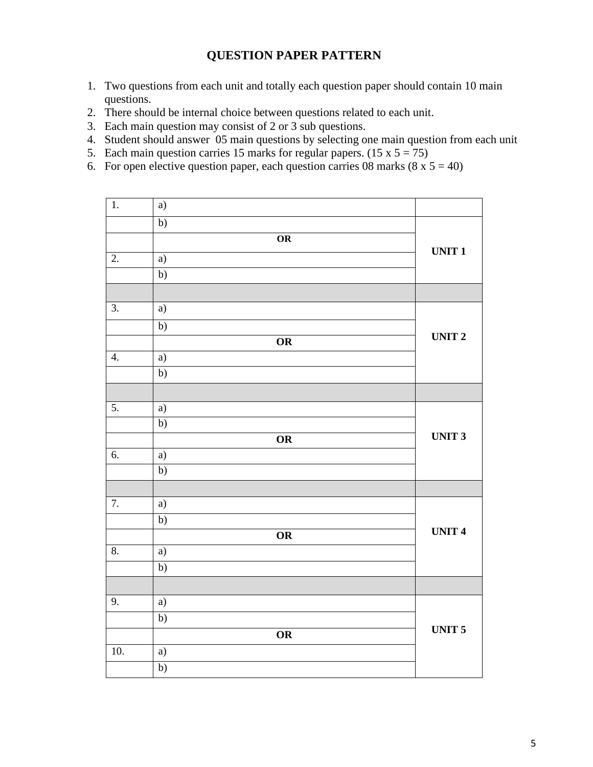## QUESTION PAPER PATTERN

1. Two questions from each unit and totally each question paper should contain 10 main questions.
2. There should be internal choice between questions related to each unit.
3. Each main question may consist of 2 or 3 sub questions.
4. Student should answer 05 main questions by selecting one main question from each unit
5. Each main question carries 15 marks for regular papers. (15 x 5 = 75)
6. For open elective question paper, each question carries 08 marks (8 x 5 = 40)

| | | |
|---|---|---|
| 1. | a) | |
| | b) | **UNIT 1** |
| | **OR** | |
| 2. | a) | |
| | b) | |
| | | |
| 3. | a) | **UNIT 2** |
| | b) | |
| | **OR** | |
| 4. | a) | |
| | b) | |
| | | |
| 5. | a) | **UNIT 3** |
| | b) | |
| | **OR** | |
| 6. | a) | |
| | b) | |
| | | |
| 7. | a) | **UNIT 4** |
| | b) | |
| | **OR** | |
| 8. | a) | |
| | b) | |
| | | |
| 9. | a) | **UNIT 5** |
| | b) | |
| | **OR** | |
| 10. | a) | |
| | b) | |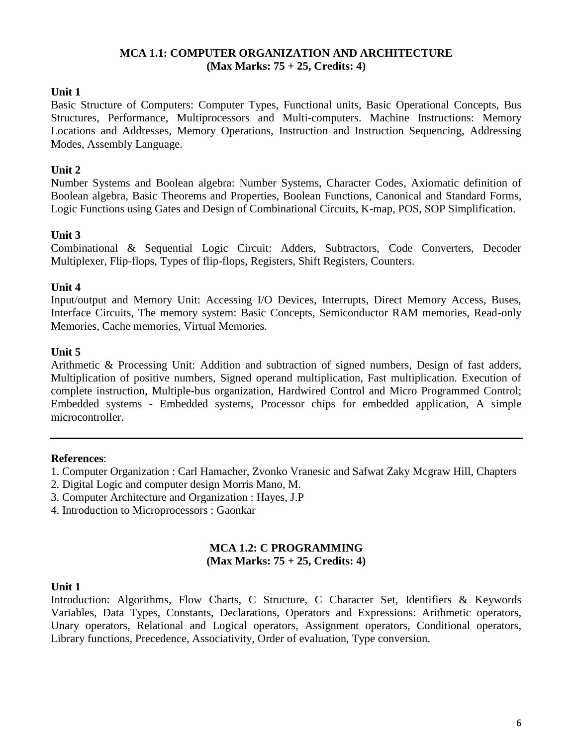## MCA 1.1: COMPUTER ORGANIZATION AND ARCHITECTURE
**(Max Marks: 75 + 25, Credits: 4)**

**Unit 1**

Basic Structure of Computers: Computer Types, Functional units, Basic Operational Concepts, Bus Structures, Performance, Multiprocessors and Multi-computers. Machine Instructions: Memory Locations and Addresses, Memory Operations, Instruction and Instruction Sequencing, Addressing Modes, Assembly Language.

**Unit 2**

Number Systems and Boolean algebra: Number Systems, Character Codes, Axiomatic definition of Boolean algebra, Basic Theorems and Properties, Boolean Functions, Canonical and Standard Forms, Logic Functions using Gates and Design of Combinational Circuits, K-map, POS, SOP Simplification.

**Unit 3**

Combinational & Sequential Logic Circuit: Adders, Subtractors, Code Converters, Decoder Multiplexer, Flip-flops, Types of flip-flops, Registers, Shift Registers, Counters.

**Unit 4**

Input/output and Memory Unit: Accessing I/O Devices, Interrupts, Direct Memory Access, Buses, Interface Circuits, The memory system: Basic Concepts, Semiconductor RAM memories, Read-only Memories, Cache memories, Virtual Memories.

**Unit 5**

Arithmetic & Processing Unit: Addition and subtraction of signed numbers, Design of fast adders, Multiplication of positive numbers, Signed operand multiplication, Fast multiplication. Execution of complete instruction, Multiple-bus organization, Hardwired Control and Micro Programmed Control; Embedded systems - Embedded systems, Processor chips for embedded application, A simple microcontroller.

---

**References**:

1. Computer Organization : Carl Hamacher, Zvonko Vranesic and Safwat Zaky Mcgraw Hill, Chapters
2. Digital Logic and computer design Morris Mano, M.
3. Computer Architecture and Organization : Hayes, J.P
4. Introduction to Microprocessors : Gaonkar

## MCA 1.2: C PROGRAMMING
**(Max Marks: 75 + 25, Credits: 4)**

**Unit 1**

Introduction: Algorithms, Flow Charts, C Structure, C Character Set, Identifiers & Keywords Variables, Data Types, Constants, Declarations, Operators and Expressions: Arithmetic operators, Unary operators, Relational and Logical operators, Assignment operators, Conditional operators, Library functions, Precedence, Associativity, Order of evaluation, Type conversion.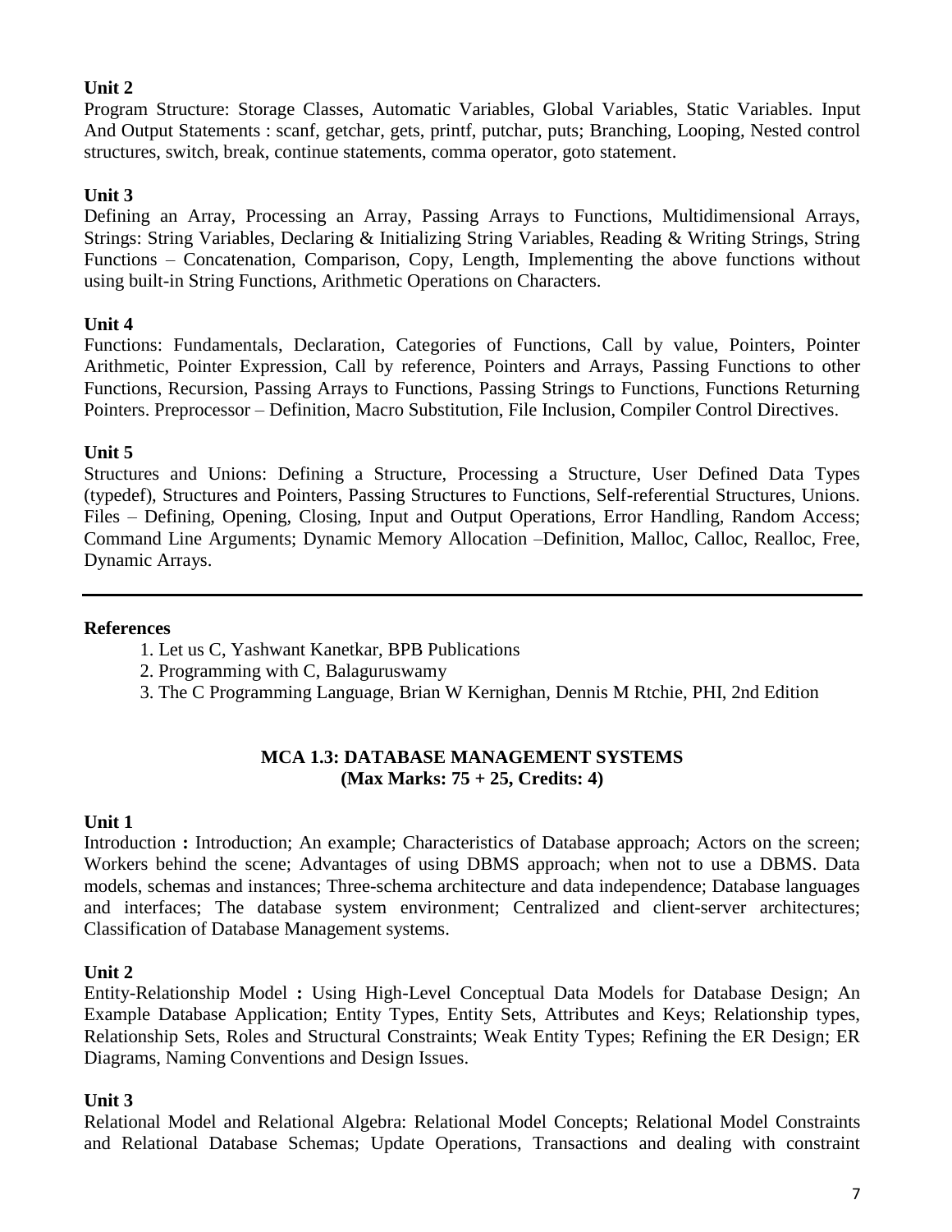**Unit 2**

Program Structure: Storage Classes, Automatic Variables, Global Variables, Static Variables. Input And Output Statements : scanf, getchar, gets, printf, putchar, puts; Branching, Looping, Nested control structures, switch, break, continue statements, comma operator, goto statement.

**Unit 3**

Defining an Array, Processing an Array, Passing Arrays to Functions, Multidimensional Arrays, Strings: String Variables, Declaring & Initializing String Variables, Reading & Writing Strings, String Functions – Concatenation, Comparison, Copy, Length, Implementing the above functions without using built-in String Functions, Arithmetic Operations on Characters.

**Unit 4**

Functions: Fundamentals, Declaration, Categories of Functions, Call by value, Pointers, Pointer Arithmetic, Pointer Expression, Call by reference, Pointers and Arrays, Passing Functions to other Functions, Recursion, Passing Arrays to Functions, Passing Strings to Functions, Functions Returning Pointers. Preprocessor – Definition, Macro Substitution, File Inclusion, Compiler Control Directives.

**Unit 5**

Structures and Unions: Defining a Structure, Processing a Structure, User Defined Data Types (typedef), Structures and Pointers, Passing Structures to Functions, Self-referential Structures, Unions. Files – Defining, Opening, Closing, Input and Output Operations, Error Handling, Random Access; Command Line Arguments; Dynamic Memory Allocation –Definition, Malloc, Calloc, Realloc, Free, Dynamic Arrays.

---

**References**

1. Let us C, Yashwant Kanetkar, BPB Publications
2. Programming with C, Balaguruswamy
3. The C Programming Language, Brian W Kernighan, Dennis M Rtchie, PHI, 2nd Edition

## MCA 1.3: DATABASE MANAGEMENT SYSTEMS
**(Max Marks: 75 + 25, Credits: 4)**

**Unit 1**

Introduction **:** Introduction; An example; Characteristics of Database approach; Actors on the screen; Workers behind the scene; Advantages of using DBMS approach; when not to use a DBMS. Data models, schemas and instances; Three-schema architecture and data independence; Database languages and interfaces; The database system environment; Centralized and client-server architectures; Classification of Database Management systems.

**Unit 2**

Entity-Relationship Model **:** Using High-Level Conceptual Data Models for Database Design; An Example Database Application; Entity Types, Entity Sets, Attributes and Keys; Relationship types, Relationship Sets, Roles and Structural Constraints; Weak Entity Types; Refining the ER Design; ER Diagrams, Naming Conventions and Design Issues.

**Unit 3**

Relational Model and Relational Algebra: Relational Model Concepts; Relational Model Constraints and Relational Database Schemas; Update Operations, Transactions and dealing with constraint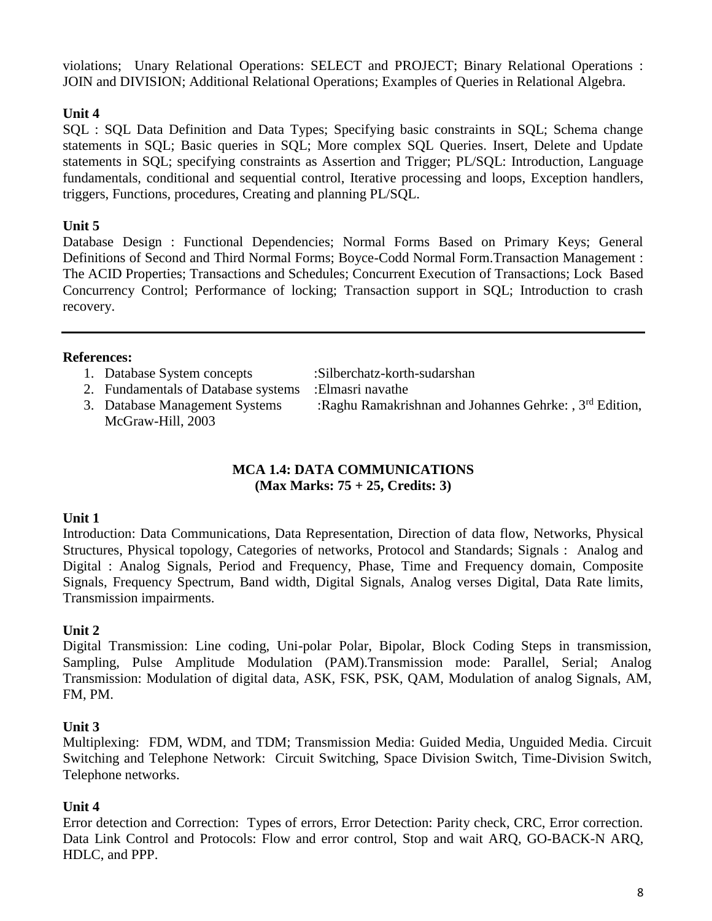violations; Unary Relational Operations: SELECT and PROJECT; Binary Relational Operations : JOIN and DIVISION; Additional Relational Operations; Examples of Queries in Relational Algebra.

**Unit 4**

SQL : SQL Data Definition and Data Types; Specifying basic constraints in SQL; Schema change statements in SQL; Basic queries in SQL; More complex SQL Queries. Insert, Delete and Update statements in SQL; specifying constraints as Assertion and Trigger; PL/SQL: Introduction, Language fundamentals, conditional and sequential control, Iterative processing and loops, Exception handlers, triggers, Functions, procedures, Creating and planning PL/SQL.

**Unit 5**

Database Design : Functional Dependencies; Normal Forms Based on Primary Keys; General Definitions of Second and Third Normal Forms; Boyce-Codd Normal Form.Transaction Management : The ACID Properties; Transactions and Schedules; Concurrent Execution of Transactions; Lock Based Concurrency Control; Performance of locking; Transaction support in SQL; Introduction to crash recovery.

---

**References:**

1. Database System concepts :Silberchatz-korth-sudarshan
2. Fundamentals of Database systems :Elmasri navathe
3. Database Management Systems :Raghu Ramakrishnan and Johannes Gehrke: , 3rd Edition, McGraw-Hill, 2003

## MCA 1.4: DATA COMMUNICATIONS
**(Max Marks: 75 + 25, Credits: 3)**

**Unit 1**

Introduction: Data Communications, Data Representation, Direction of data flow, Networks, Physical Structures, Physical topology, Categories of networks, Protocol and Standards; Signals : Analog and Digital : Analog Signals, Period and Frequency, Phase, Time and Frequency domain, Composite Signals, Frequency Spectrum, Band width, Digital Signals, Analog verses Digital, Data Rate limits, Transmission impairments.

**Unit 2**

Digital Transmission: Line coding, Uni-polar Polar, Bipolar, Block Coding Steps in transmission, Sampling, Pulse Amplitude Modulation (PAM).Transmission mode: Parallel, Serial; Analog Transmission: Modulation of digital data, ASK, FSK, PSK, QAM, Modulation of analog Signals, AM, FM, PM.

**Unit 3**

Multiplexing: FDM, WDM, and TDM; Transmission Media: Guided Media, Unguided Media. Circuit Switching and Telephone Network: Circuit Switching, Space Division Switch, Time-Division Switch, Telephone networks.

**Unit 4**

Error detection and Correction: Types of errors, Error Detection: Parity check, CRC, Error correction. Data Link Control and Protocols: Flow and error control, Stop and wait ARQ, GO-BACK-N ARQ, HDLC, and PPP.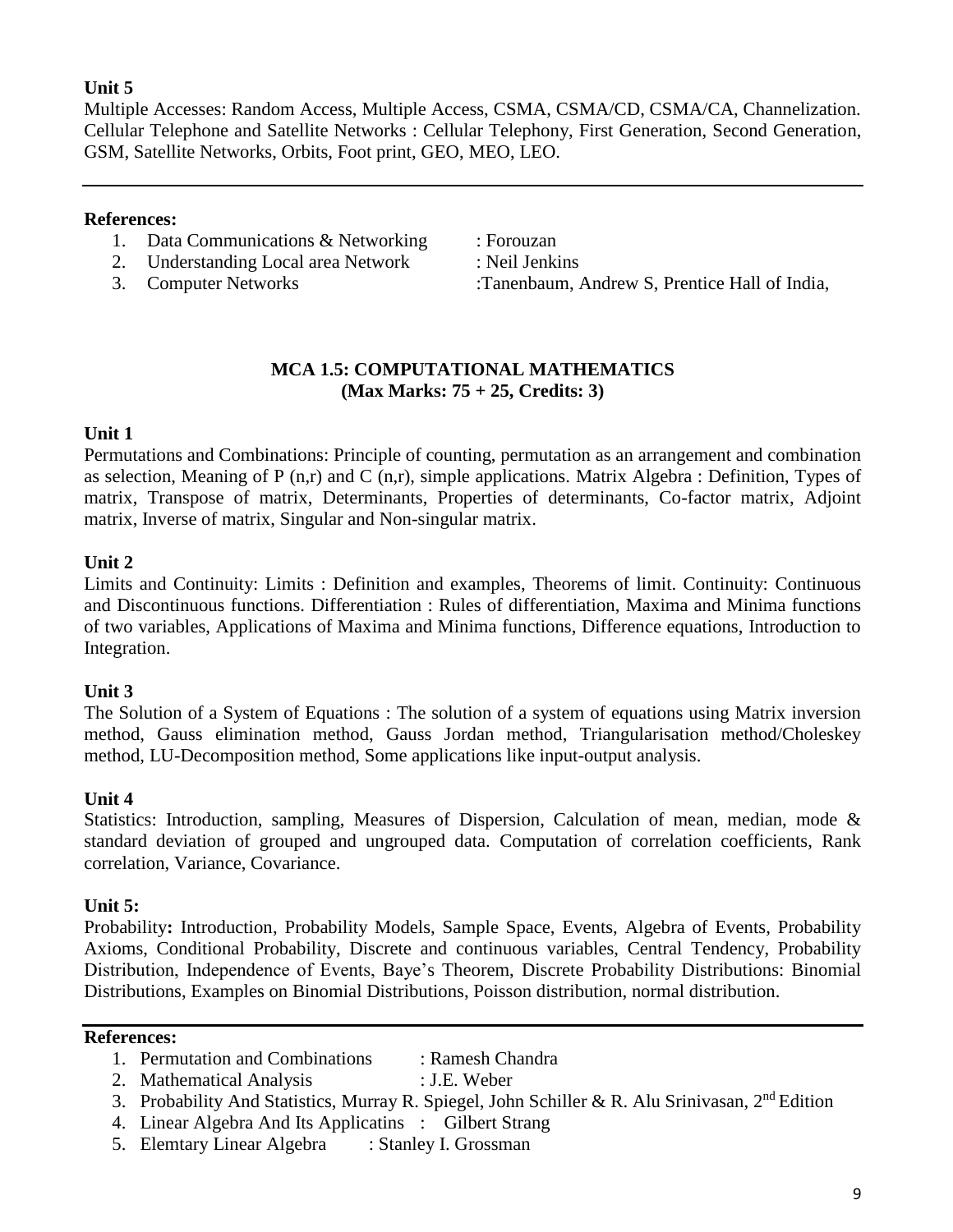**Unit 5**

Multiple Accesses: Random Access, Multiple Access, CSMA, CSMA/CD, CSMA/CA, Channelization. Cellular Telephone and Satellite Networks : Cellular Telephony, First Generation, Second Generation, GSM, Satellite Networks, Orbits, Foot print, GEO, MEO, LEO.

---

**References:**

1. Data Communications & Networking : Forouzan
2. Understanding Local area Network : Neil Jenkins
3. Computer Networks :Tanenbaum, Andrew S, Prentice Hall of India,

## MCA 1.5: COMPUTATIONAL MATHEMATICS
**(Max Marks: 75 + 25, Credits: 3)**

**Unit 1**

Permutations and Combinations: Principle of counting, permutation as an arrangement and combination as selection, Meaning of P (n,r) and C (n,r), simple applications. Matrix Algebra : Definition, Types of matrix, Transpose of matrix, Determinants, Properties of determinants, Co-factor matrix, Adjoint matrix, Inverse of matrix, Singular and Non-singular matrix.

**Unit 2**

Limits and Continuity: Limits : Definition and examples, Theorems of limit. Continuity: Continuous and Discontinuous functions. Differentiation : Rules of differentiation, Maxima and Minima functions of two variables, Applications of Maxima and Minima functions, Difference equations, Introduction to Integration.

**Unit 3**

The Solution of a System of Equations : The solution of a system of equations using Matrix inversion method, Gauss elimination method, Gauss Jordan method, Triangularisation method/Choleskey method, LU-Decomposition method, Some applications like input-output analysis.

**Unit 4**

Statistics: Introduction, sampling, Measures of Dispersion, Calculation of mean, median, mode & standard deviation of grouped and ungrouped data. Computation of correlation coefficients, Rank correlation, Variance, Covariance.

**Unit 5:**

Probability**:** Introduction, Probability Models, Sample Space, Events, Algebra of Events, Probability Axioms, Conditional Probability, Discrete and continuous variables, Central Tendency, Probability Distribution, Independence of Events, Baye's Theorem, Discrete Probability Distributions: Binomial Distributions, Examples on Binomial Distributions, Poisson distribution, normal distribution.

---

**References:**

1. Permutation and Combinations : Ramesh Chandra
2. Mathematical Analysis : J.E. Weber
3. Probability And Statistics, Murray R. Spiegel, John Schiller & R. Alu Srinivasan, 2nd Edition
4. Linear Algebra And Its Applicatins : Gilbert Strang
5. Elemtary Linear Algebra : Stanley I. Grossman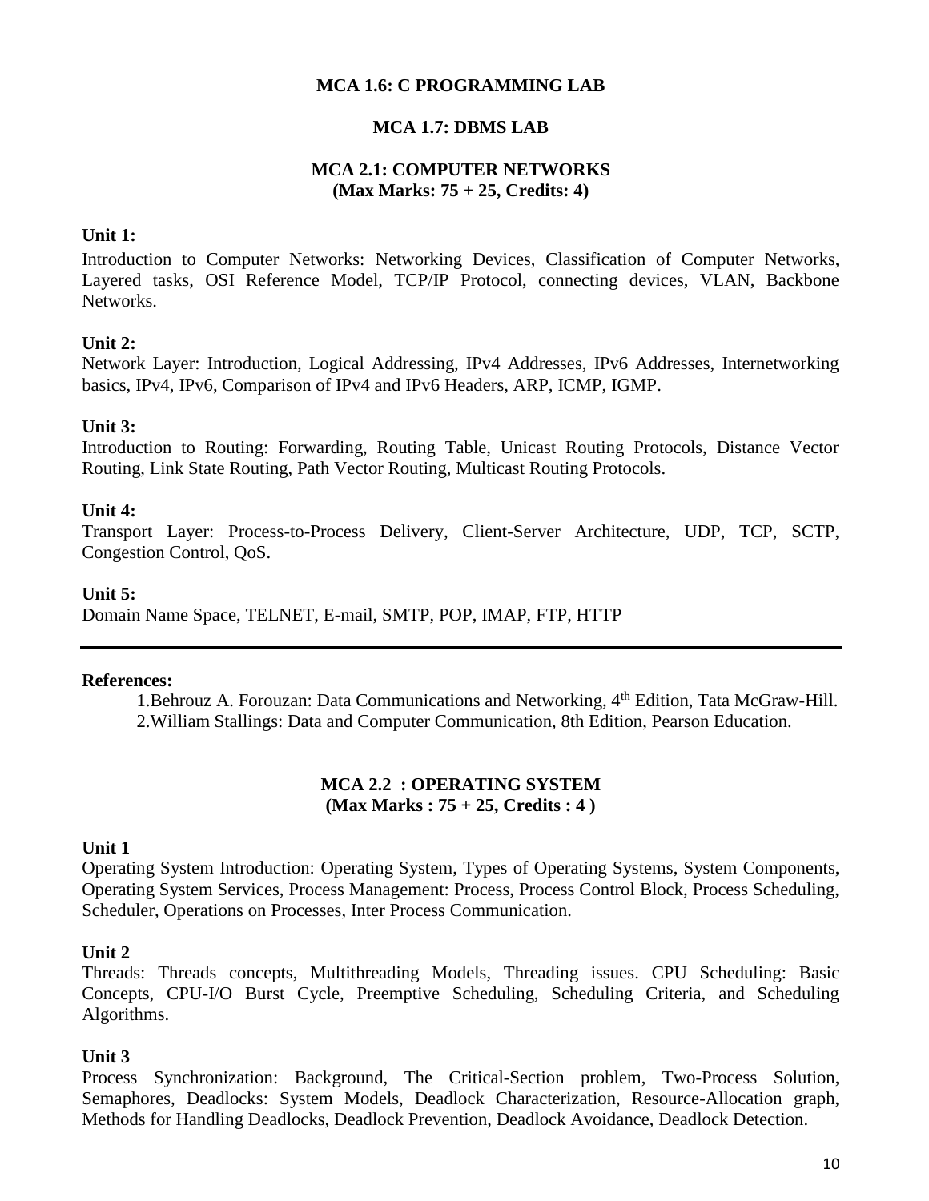### MCA 1.6: C PROGRAMMING LAB

### MCA 1.7: DBMS LAB

### MCA 2.1: COMPUTER NETWORKS
**(Max Marks: 75 + 25, Credits: 4)**

**Unit 1:**

Introduction to Computer Networks: Networking Devices, Classification of Computer Networks, Layered tasks, OSI Reference Model, TCP/IP Protocol, connecting devices, VLAN, Backbone Networks.

**Unit 2:**

Network Layer: Introduction, Logical Addressing, IPv4 Addresses, IPv6 Addresses, Internetworking basics, IPv4, IPv6, Comparison of IPv4 and IPv6 Headers, ARP, ICMP, IGMP.

**Unit 3:**

Introduction to Routing: Forwarding, Routing Table, Unicast Routing Protocols, Distance Vector Routing, Link State Routing, Path Vector Routing, Multicast Routing Protocols.

**Unit 4:**

Transport Layer: Process-to-Process Delivery, Client-Server Architecture, UDP, TCP, SCTP, Congestion Control, QoS.

**Unit 5:**

Domain Name Space, TELNET, E-mail, SMTP, POP, IMAP, FTP, HTTP

---

**References:**

1. Behrouz A. Forouzan: Data Communications and Networking, 4th Edition, Tata McGraw-Hill.
2. William Stallings: Data and Computer Communication, 8th Edition, Pearson Education.

### MCA 2.2 : OPERATING SYSTEM
**(Max Marks : 75 + 25, Credits : 4 )**

**Unit 1**

Operating System Introduction: Operating System, Types of Operating Systems, System Components, Operating System Services, Process Management: Process, Process Control Block, Process Scheduling, Scheduler, Operations on Processes, Inter Process Communication.

**Unit 2**

Threads: Threads concepts, Multithreading Models, Threading issues. CPU Scheduling: Basic Concepts, CPU-I/O Burst Cycle, Preemptive Scheduling, Scheduling Criteria, and Scheduling Algorithms.

**Unit 3**

Process Synchronization: Background, The Critical-Section problem, Two-Process Solution, Semaphores, Deadlocks: System Models, Deadlock Characterization, Resource-Allocation graph, Methods for Handling Deadlocks, Deadlock Prevention, Deadlock Avoidance, Deadlock Detection.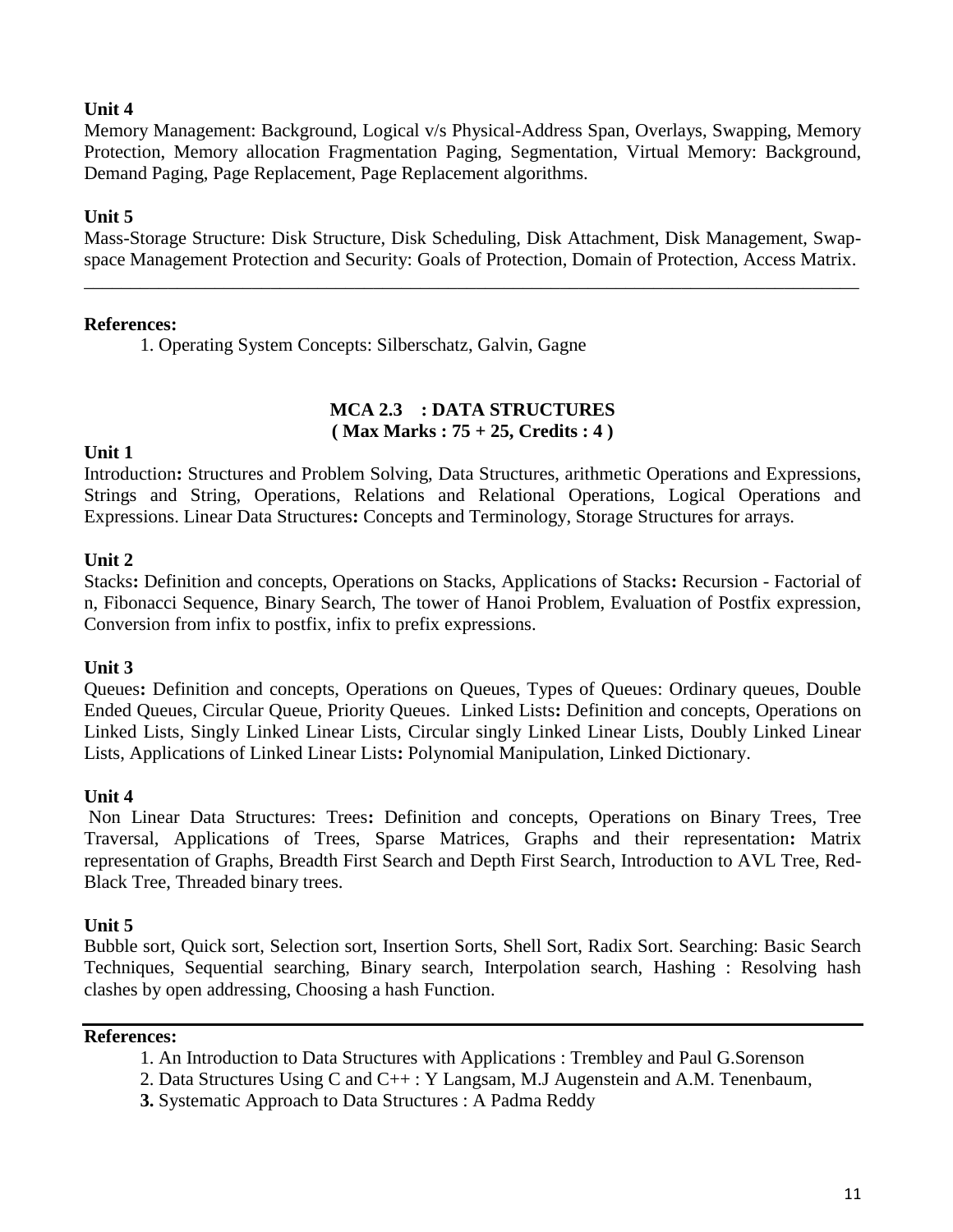**Unit 4**

Memory Management: Background, Logical v/s Physical-Address Span, Overlays, Swapping, Memory Protection, Memory allocation Fragmentation Paging, Segmentation, Virtual Memory: Background, Demand Paging, Page Replacement, Page Replacement algorithms.

**Unit 5**

Mass-Storage Structure: Disk Structure, Disk Scheduling, Disk Attachment, Disk Management, Swap-space Management Protection and Security: Goals of Protection, Domain of Protection, Access Matrix.

---

**References:**

1. Operating System Concepts: Silberschatz, Galvin, Gagne

## MCA 2.3 : DATA STRUCTURES
**( Max Marks : 75 + 25, Credits : 4 )**

**Unit 1**

Introduction**:** Structures and Problem Solving, Data Structures, arithmetic Operations and Expressions, Strings and String, Operations, Relations and Relational Operations, Logical Operations and Expressions. Linear Data Structures**:** Concepts and Terminology, Storage Structures for arrays.

**Unit 2**

Stacks**:** Definition and concepts, Operations on Stacks, Applications of Stacks**:** Recursion - Factorial of n, Fibonacci Sequence, Binary Search, The tower of Hanoi Problem, Evaluation of Postfix expression, Conversion from infix to postfix, infix to prefix expressions.

**Unit 3**

Queues**:** Definition and concepts, Operations on Queues, Types of Queues: Ordinary queues, Double Ended Queues, Circular Queue, Priority Queues. Linked Lists**:** Definition and concepts, Operations on Linked Lists, Singly Linked Linear Lists, Circular singly Linked Linear Lists, Doubly Linked Linear Lists, Applications of Linked Linear Lists**:** Polynomial Manipulation, Linked Dictionary.

**Unit 4**

Non Linear Data Structures: Trees**:** Definition and concepts, Operations on Binary Trees, Tree Traversal, Applications of Trees, Sparse Matrices, Graphs and their representation**:** Matrix representation of Graphs, Breadth First Search and Depth First Search, Introduction to AVL Tree, Red-Black Tree, Threaded binary trees.

**Unit 5**

Bubble sort, Quick sort, Selection sort, Insertion Sorts, Shell Sort, Radix Sort. Searching: Basic Search Techniques, Sequential searching, Binary search, Interpolation search, Hashing : Resolving hash clashes by open addressing, Choosing a hash Function.

---

**References:**

1. An Introduction to Data Structures with Applications : Trembley and Paul G.Sorenson
2. Data Structures Using C and C++ : Y Langsam, M.J Augenstein and A.M. Tenenbaum,
3. Systematic Approach to Data Structures : A Padma Reddy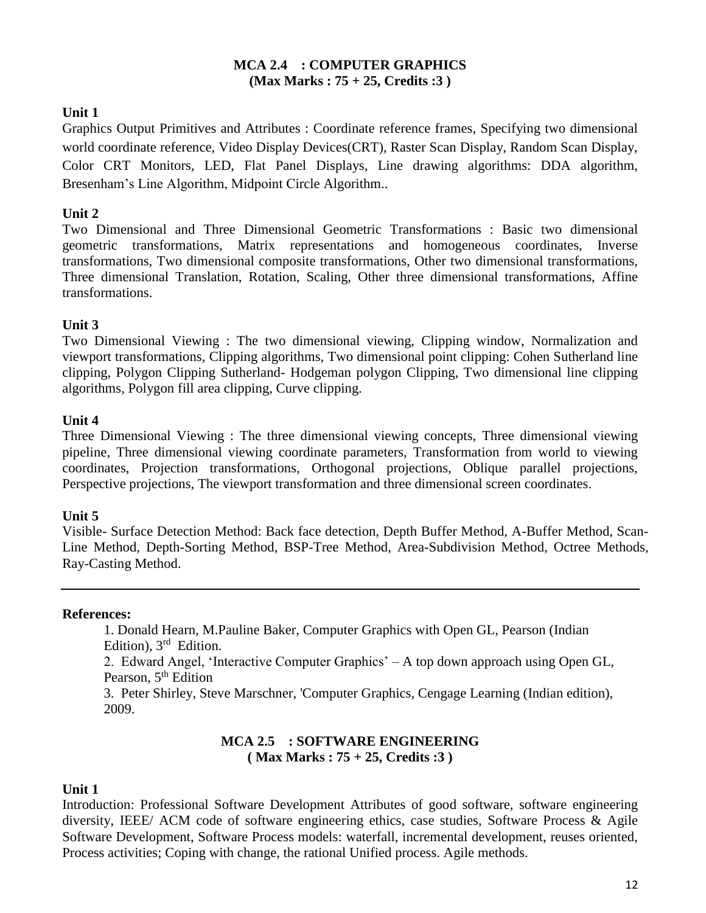## MCA 2.4 : COMPUTER GRAPHICS
**(Max Marks : 75 + 25, Credits :3 )**

**Unit 1**

Graphics Output Primitives and Attributes : Coordinate reference frames, Specifying two dimensional world coordinate reference, Video Display Devices(CRT), Raster Scan Display, Random Scan Display, Color CRT Monitors, LED, Flat Panel Displays, Line drawing algorithms: DDA algorithm, Bresenham's Line Algorithm, Midpoint Circle Algorithm..

**Unit 2**

Two Dimensional and Three Dimensional Geometric Transformations : Basic two dimensional geometric transformations, Matrix representations and homogeneous coordinates, Inverse transformations, Two dimensional composite transformations, Other two dimensional transformations, Three dimensional Translation, Rotation, Scaling, Other three dimensional transformations, Affine transformations.

**Unit 3**

Two Dimensional Viewing : The two dimensional viewing, Clipping window, Normalization and viewport transformations, Clipping algorithms, Two dimensional point clipping: Cohen Sutherland line clipping, Polygon Clipping Sutherland- Hodgeman polygon Clipping, Two dimensional line clipping algorithms, Polygon fill area clipping, Curve clipping.

**Unit 4**

Three Dimensional Viewing : The three dimensional viewing concepts, Three dimensional viewing pipeline, Three dimensional viewing coordinate parameters, Transformation from world to viewing coordinates, Projection transformations, Orthogonal projections, Oblique parallel projections, Perspective projections, The viewport transformation and three dimensional screen coordinates.

**Unit 5**

Visible- Surface Detection Method: Back face detection, Depth Buffer Method, A-Buffer Method, Scan-Line Method, Depth-Sorting Method, BSP-Tree Method, Area-Subdivision Method, Octree Methods, Ray-Casting Method.

---

**References:**

1. Donald Hearn, M.Pauline Baker, Computer Graphics with Open GL, Pearson (Indian Edition), 3rd Edition.
2. Edward Angel, 'Interactive Computer Graphics' – A top down approach using Open GL, Pearson, 5th Edition
3. Peter Shirley, Steve Marschner, 'Computer Graphics, Cengage Learning (Indian edition), 2009.

## MCA 2.5 : SOFTWARE ENGINEERING
**( Max Marks : 75 + 25, Credits :3 )**

**Unit 1**

Introduction: Professional Software Development Attributes of good software, software engineering diversity, IEEE/ ACM code of software engineering ethics, case studies, Software Process & Agile Software Development, Software Process models: waterfall, incremental development, reuses oriented, Process activities; Coping with change, the rational Unified process. Agile methods.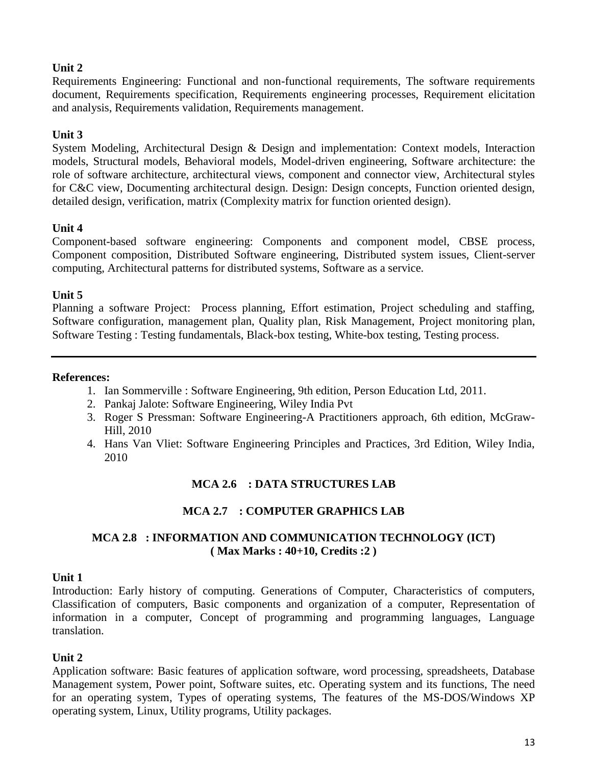**Unit 2**

Requirements Engineering: Functional and non-functional requirements, The software requirements document, Requirements specification, Requirements engineering processes, Requirement elicitation and analysis, Requirements validation, Requirements management.

**Unit 3**

System Modeling, Architectural Design & Design and implementation: Context models, Interaction models, Structural models, Behavioral models, Model-driven engineering, Software architecture: the role of software architecture, architectural views, component and connector view, Architectural styles for C&C view, Documenting architectural design. Design: Design concepts, Function oriented design, detailed design, verification, matrix (Complexity matrix for function oriented design).

**Unit 4**

Component-based software engineering: Components and component model, CBSE process, Component composition, Distributed Software engineering, Distributed system issues, Client-server computing, Architectural patterns for distributed systems, Software as a service.

**Unit 5**

Planning a software Project: Process planning, Effort estimation, Project scheduling and staffing, Software configuration, management plan, Quality plan, Risk Management, Project monitoring plan, Software Testing : Testing fundamentals, Black-box testing, White-box testing, Testing process.

---

**References:**

1. Ian Sommerville : Software Engineering, 9th edition, Person Education Ltd, 2011.
2. Pankaj Jalote: Software Engineering, Wiley India Pvt
3. Roger S Pressman: Software Engineering-A Practitioners approach, 6th edition, McGraw-Hill, 2010
4. Hans Van Vliet: Software Engineering Principles and Practices, 3rd Edition, Wiley India, 2010

## MCA 2.6 : DATA STRUCTURES LAB

## MCA 2.7 : COMPUTER GRAPHICS LAB

## MCA 2.8 : INFORMATION AND COMMUNICATION TECHNOLOGY (ICT)

**( Max Marks : 40+10, Credits :2 )**

**Unit 1**

Introduction: Early history of computing. Generations of Computer, Characteristics of computers, Classification of computers, Basic components and organization of a computer, Representation of information in a computer, Concept of programming and programming languages, Language translation.

**Unit 2**

Application software: Basic features of application software, word processing, spreadsheets, Database Management system, Power point, Software suites, etc. Operating system and its functions, The need for an operating system, Types of operating systems, The features of the MS-DOS/Windows XP operating system, Linux, Utility programs, Utility packages.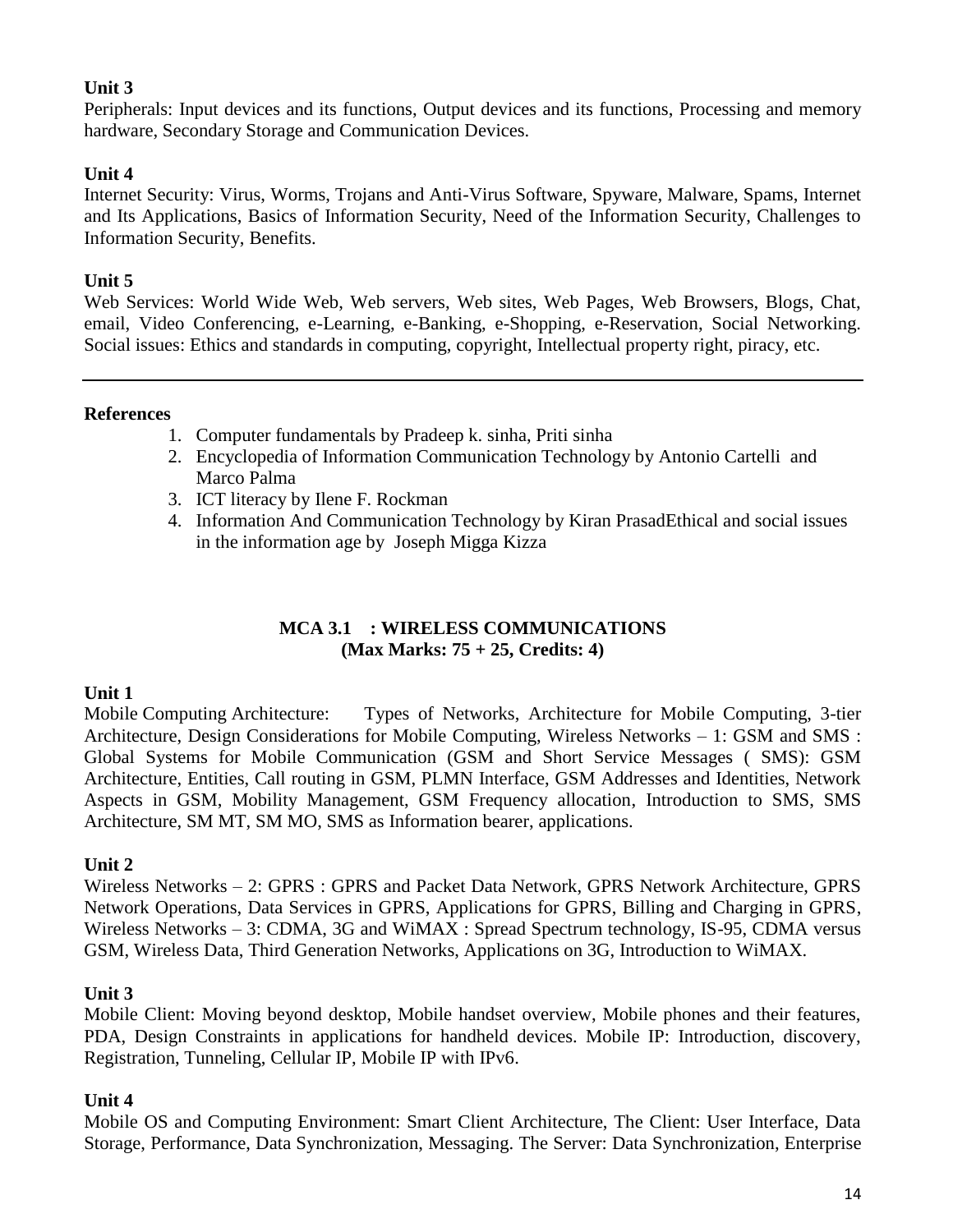**Unit 3**

Peripherals: Input devices and its functions, Output devices and its functions, Processing and memory hardware, Secondary Storage and Communication Devices.

**Unit 4**

Internet Security: Virus, Worms, Trojans and Anti-Virus Software, Spyware, Malware, Spams, Internet and Its Applications, Basics of Information Security, Need of the Information Security, Challenges to Information Security, Benefits.

**Unit 5**

Web Services: World Wide Web, Web servers, Web sites, Web Pages, Web Browsers, Blogs, Chat, email, Video Conferencing, e-Learning, e-Banking, e-Shopping, e-Reservation, Social Networking. Social issues: Ethics and standards in computing, copyright, Intellectual property right, piracy, etc.

---

**References**

1. Computer fundamentals by Pradeep k. sinha, Priti sinha
2. Encyclopedia of Information Communication Technology by Antonio Cartelli and Marco Palma
3. ICT literacy by Ilene F. Rockman
4. Information And Communication Technology by Kiran PrasadEthical and social issues in the information age by Joseph Migga Kizza

## MCA 3.1 : WIRELESS COMMUNICATIONS
**(Max Marks: 75 + 25, Credits: 4)**

**Unit 1**

Mobile Computing Architecture: Types of Networks, Architecture for Mobile Computing, 3-tier Architecture, Design Considerations for Mobile Computing, Wireless Networks – 1: GSM and SMS : Global Systems for Mobile Communication (GSM and Short Service Messages ( SMS): GSM Architecture, Entities, Call routing in GSM, PLMN Interface, GSM Addresses and Identities, Network Aspects in GSM, Mobility Management, GSM Frequency allocation, Introduction to SMS, SMS Architecture, SM MT, SM MO, SMS as Information bearer, applications.

**Unit 2**

Wireless Networks – 2: GPRS : GPRS and Packet Data Network, GPRS Network Architecture, GPRS Network Operations, Data Services in GPRS, Applications for GPRS, Billing and Charging in GPRS, Wireless Networks – 3: CDMA, 3G and WiMAX : Spread Spectrum technology, IS-95, CDMA versus GSM, Wireless Data, Third Generation Networks, Applications on 3G, Introduction to WiMAX.

**Unit 3**

Mobile Client: Moving beyond desktop, Mobile handset overview, Mobile phones and their features, PDA, Design Constraints in applications for handheld devices. Mobile IP: Introduction, discovery, Registration, Tunneling, Cellular IP, Mobile IP with IPv6.

**Unit 4**

Mobile OS and Computing Environment: Smart Client Architecture, The Client: User Interface, Data Storage, Performance, Data Synchronization, Messaging. The Server: Data Synchronization, Enterprise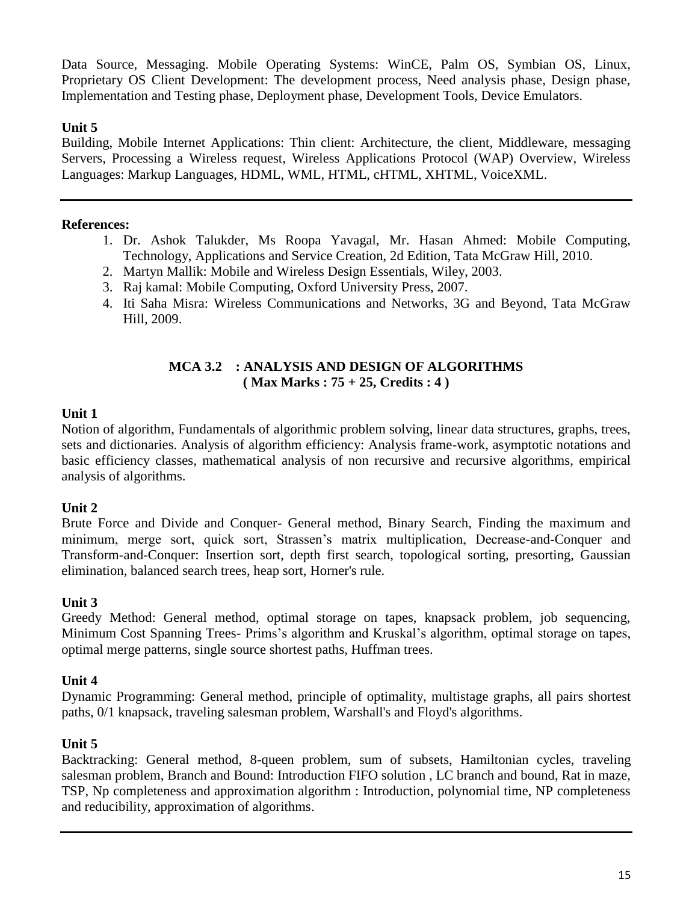Data Source, Messaging. Mobile Operating Systems: WinCE, Palm OS, Symbian OS, Linux, Proprietary OS Client Development: The development process, Need analysis phase, Design phase, Implementation and Testing phase, Deployment phase, Development Tools, Device Emulators.

**Unit 5**

Building, Mobile Internet Applications: Thin client: Architecture, the client, Middleware, messaging Servers, Processing a Wireless request, Wireless Applications Protocol (WAP) Overview, Wireless Languages: Markup Languages, HDML, WML, HTML, cHTML, XHTML, VoiceXML.

---

**References:**

1. Dr. Ashok Talukder, Ms Roopa Yavagal, Mr. Hasan Ahmed: Mobile Computing, Technology, Applications and Service Creation, 2d Edition, Tata McGraw Hill, 2010.
2. Martyn Mallik: Mobile and Wireless Design Essentials, Wiley, 2003.
3. Raj kamal: Mobile Computing, Oxford University Press, 2007.
4. Iti Saha Misra: Wireless Communications and Networks, 3G and Beyond, Tata McGraw Hill, 2009.

## MCA 3.2 : ANALYSIS AND DESIGN OF ALGORITHMS
**( Max Marks : 75 + 25, Credits : 4 )**

**Unit 1**

Notion of algorithm, Fundamentals of algorithmic problem solving, linear data structures, graphs, trees, sets and dictionaries. Analysis of algorithm efficiency: Analysis frame-work, asymptotic notations and basic efficiency classes, mathematical analysis of non recursive and recursive algorithms, empirical analysis of algorithms.

**Unit 2**

Brute Force and Divide and Conquer- General method, Binary Search, Finding the maximum and minimum, merge sort, quick sort, Strassen's matrix multiplication, Decrease-and-Conquer and Transform-and-Conquer: Insertion sort, depth first search, topological sorting, presorting, Gaussian elimination, balanced search trees, heap sort, Horner's rule.

**Unit 3**

Greedy Method: General method, optimal storage on tapes, knapsack problem, job sequencing, Minimum Cost Spanning Trees- Prims's algorithm and Kruskal's algorithm, optimal storage on tapes, optimal merge patterns, single source shortest paths, Huffman trees.

**Unit 4**

Dynamic Programming: General method, principle of optimality, multistage graphs, all pairs shortest paths, 0/1 knapsack, traveling salesman problem, Warshall's and Floyd's algorithms.

**Unit 5**

Backtracking: General method, 8-queen problem, sum of subsets, Hamiltonian cycles, traveling salesman problem, Branch and Bound: Introduction FIFO solution , LC branch and bound, Rat in maze, TSP, Np completeness and approximation algorithm : Introduction, polynomial time, NP completeness and reducibility, approximation of algorithms.

---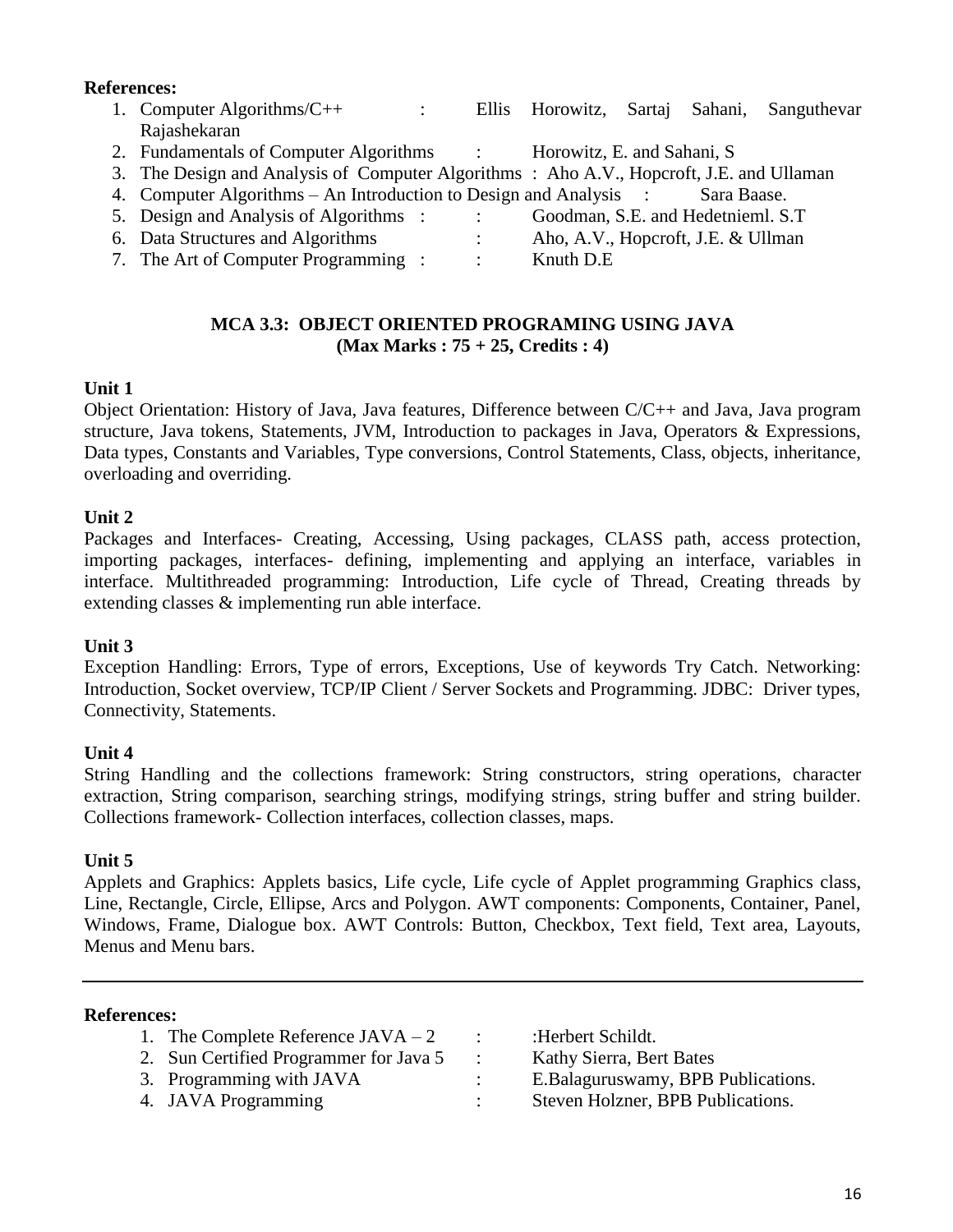**References:**

1. Computer Algorithms/C++ : Ellis Horowitz, Sartaj Sahani, Sanguthevar Rajashekaran
2. Fundamentals of Computer Algorithms : Horowitz, E. and Sahani, S
3. The Design and Analysis of Computer Algorithms : Aho A.V., Hopcroft, J.E. and Ullaman
4. Computer Algorithms – An Introduction to Design and Analysis : Sara Baase.
5. Design and Analysis of Algorithms : : Goodman, S.E. and Hedetnieml. S.T
6. Data Structures and Algorithms : Aho, A.V., Hopcroft, J.E. & Ullman
7. The Art of Computer Programming : : Knuth D.E

## MCA 3.3: OBJECT ORIENTED PROGRAMING USING JAVA
**(Max Marks : 75 + 25, Credits : 4)**

### Unit 1

Object Orientation: History of Java, Java features, Difference between C/C++ and Java, Java program structure, Java tokens, Statements, JVM, Introduction to packages in Java, Operators & Expressions, Data types, Constants and Variables, Type conversions, Control Statements, Class, objects, inheritance, overloading and overriding.

### Unit 2

Packages and Interfaces- Creating, Accessing, Using packages, CLASS path, access protection, importing packages, interfaces- defining, implementing and applying an interface, variables in interface. Multithreaded programming: Introduction, Life cycle of Thread, Creating threads by extending classes & implementing run able interface.

### Unit 3

Exception Handling: Errors, Type of errors, Exceptions, Use of keywords Try Catch. Networking: Introduction, Socket overview, TCP/IP Client / Server Sockets and Programming. JDBC: Driver types, Connectivity, Statements.

### Unit 4

String Handling and the collections framework: String constructors, string operations, character extraction, String comparison, searching strings, modifying strings, string buffer and string builder. Collections framework- Collection interfaces, collection classes, maps.

### Unit 5

Applets and Graphics: Applets basics, Life cycle, Life cycle of Applet programming Graphics class, Line, Rectangle, Circle, Ellipse, Arcs and Polygon. AWT components: Components, Container, Panel, Windows, Frame, Dialogue box. AWT Controls: Button, Checkbox, Text field, Text area, Layouts, Menus and Menu bars.

---

**References:**

1. The Complete Reference JAVA – 2 : :Herbert Schildt.
2. Sun Certified Programmer for Java 5 : Kathy Sierra, Bert Bates
3. Programming with JAVA : E.Balaguruswamy, BPB Publications.
4. JAVA Programming : Steven Holzner, BPB Publications.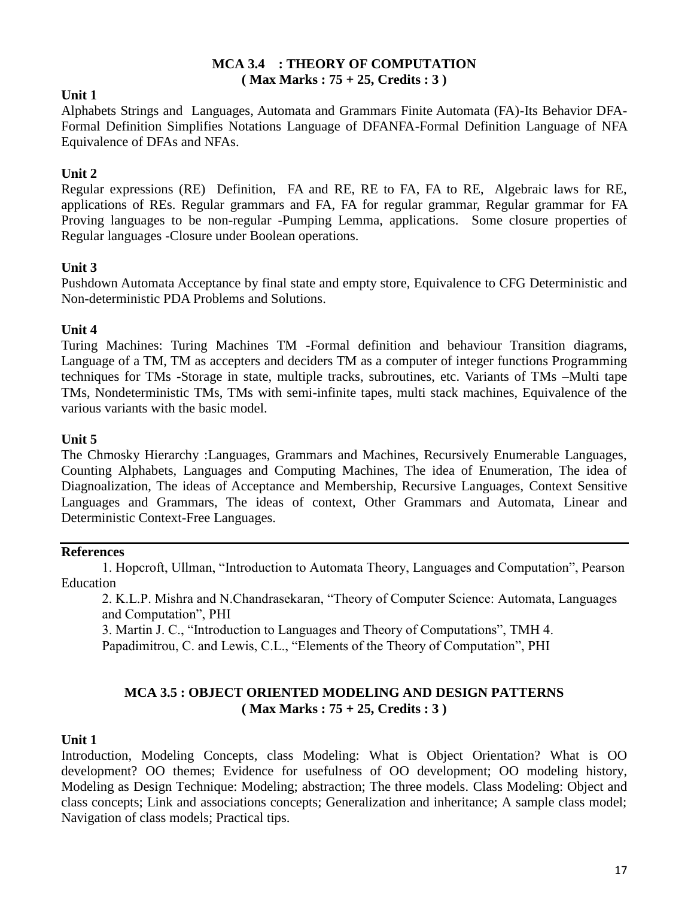**MCA 3.4 : THEORY OF COMPUTATION**
**( Max Marks : 75 + 25, Credits : 3 )**

**Unit 1**

Alphabets Strings and Languages, Automata and Grammars Finite Automata (FA)-Its Behavior DFA-Formal Definition Simplifies Notations Language of DFANFA-Formal Definition Language of NFA Equivalence of DFAs and NFAs.

**Unit 2**

Regular expressions (RE) Definition, FA and RE, RE to FA, FA to RE, Algebraic laws for RE, applications of REs. Regular grammars and FA, FA for regular grammar, Regular grammar for FA Proving languages to be non-regular -Pumping Lemma, applications. Some closure properties of Regular languages -Closure under Boolean operations.

**Unit 3**

Pushdown Automata Acceptance by final state and empty store, Equivalence to CFG Deterministic and Non-deterministic PDA Problems and Solutions.

**Unit 4**

Turing Machines: Turing Machines TM -Formal definition and behaviour Transition diagrams, Language of a TM, TM as accepters and deciders TM as a computer of integer functions Programming techniques for TMs -Storage in state, multiple tracks, subroutines, etc. Variants of TMs –Multi tape TMs, Nondeterministic TMs, TMs with semi-infinite tapes, multi stack machines, Equivalence of the various variants with the basic model.

**Unit 5**

The Chmosky Hierarchy :Languages, Grammars and Machines, Recursively Enumerable Languages, Counting Alphabets, Languages and Computing Machines, The idea of Enumeration, The idea of Diagnoalization, The ideas of Acceptance and Membership, Recursive Languages, Context Sensitive Languages and Grammars, The ideas of context, Other Grammars and Automata, Linear and Deterministic Context-Free Languages.

**References**

1. Hopcroft, Ullman, "Introduction to Automata Theory, Languages and Computation", Pearson Education
2. K.L.P. Mishra and N.Chandrasekaran, "Theory of Computer Science: Automata, Languages and Computation", PHI
3. Martin J. C., "Introduction to Languages and Theory of Computations", TMH 4. Papadimitrou, C. and Lewis, C.L., "Elements of the Theory of Computation", PHI

**MCA 3.5 : OBJECT ORIENTED MODELING AND DESIGN PATTERNS**
**( Max Marks : 75 + 25, Credits : 3 )**

**Unit 1**

Introduction, Modeling Concepts, class Modeling: What is Object Orientation? What is OO development? OO themes; Evidence for usefulness of OO development; OO modeling history, Modeling as Design Technique: Modeling; abstraction; The three models. Class Modeling: Object and class concepts; Link and associations concepts; Generalization and inheritance; A sample class model; Navigation of class models; Practical tips.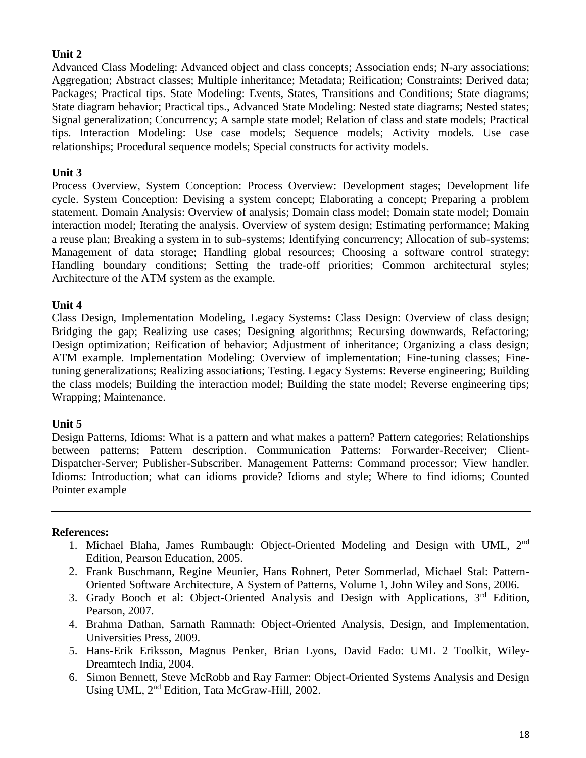**Unit 2**

Advanced Class Modeling: Advanced object and class concepts; Association ends; N-ary associations; Aggregation; Abstract classes; Multiple inheritance; Metadata; Reification; Constraints; Derived data; Packages; Practical tips. State Modeling: Events, States, Transitions and Conditions; State diagrams; State diagram behavior; Practical tips., Advanced State Modeling: Nested state diagrams; Nested states; Signal generalization; Concurrency; A sample state model; Relation of class and state models; Practical tips. Interaction Modeling: Use case models; Sequence models; Activity models. Use case relationships; Procedural sequence models; Special constructs for activity models.

**Unit 3**

Process Overview, System Conception: Process Overview: Development stages; Development life cycle. System Conception: Devising a system concept; Elaborating a concept; Preparing a problem statement. Domain Analysis: Overview of analysis; Domain class model; Domain state model; Domain interaction model; Iterating the analysis. Overview of system design; Estimating performance; Making a reuse plan; Breaking a system in to sub-systems; Identifying concurrency; Allocation of sub-systems; Management of data storage; Handling global resources; Choosing a software control strategy; Handling boundary conditions; Setting the trade-off priorities; Common architectural styles; Architecture of the ATM system as the example.

**Unit 4**

Class Design, Implementation Modeling, Legacy Systems**:** Class Design: Overview of class design; Bridging the gap; Realizing use cases; Designing algorithms; Recursing downwards, Refactoring; Design optimization; Reification of behavior; Adjustment of inheritance; Organizing a class design; ATM example. Implementation Modeling: Overview of implementation; Fine-tuning classes; Fine-tuning generalizations; Realizing associations; Testing. Legacy Systems: Reverse engineering; Building the class models; Building the interaction model; Building the state model; Reverse engineering tips; Wrapping; Maintenance.

**Unit 5**

Design Patterns, Idioms: What is a pattern and what makes a pattern? Pattern categories; Relationships between patterns; Pattern description. Communication Patterns: Forwarder-Receiver; Client-Dispatcher-Server; Publisher-Subscriber. Management Patterns: Command processor; View handler. Idioms: Introduction; what can idioms provide? Idioms and style; Where to find idioms; Counted Pointer example

---

**References:**

1. Michael Blaha, James Rumbaugh: Object-Oriented Modeling and Design with UML, 2nd Edition, Pearson Education, 2005.
2. Frank Buschmann, Regine Meunier, Hans Rohnert, Peter Sommerlad, Michael Stal: Pattern-Oriented Software Architecture, A System of Patterns, Volume 1, John Wiley and Sons, 2006.
3. Grady Booch et al: Object-Oriented Analysis and Design with Applications, 3rd Edition, Pearson, 2007.
4. Brahma Dathan, Sarnath Ramnath: Object-Oriented Analysis, Design, and Implementation, Universities Press, 2009.
5. Hans-Erik Eriksson, Magnus Penker, Brian Lyons, David Fado: UML 2 Toolkit, Wiley-Dreamtech India, 2004.
6. Simon Bennett, Steve McRobb and Ray Farmer: Object-Oriented Systems Analysis and Design Using UML, 2nd Edition, Tata McGraw-Hill, 2002.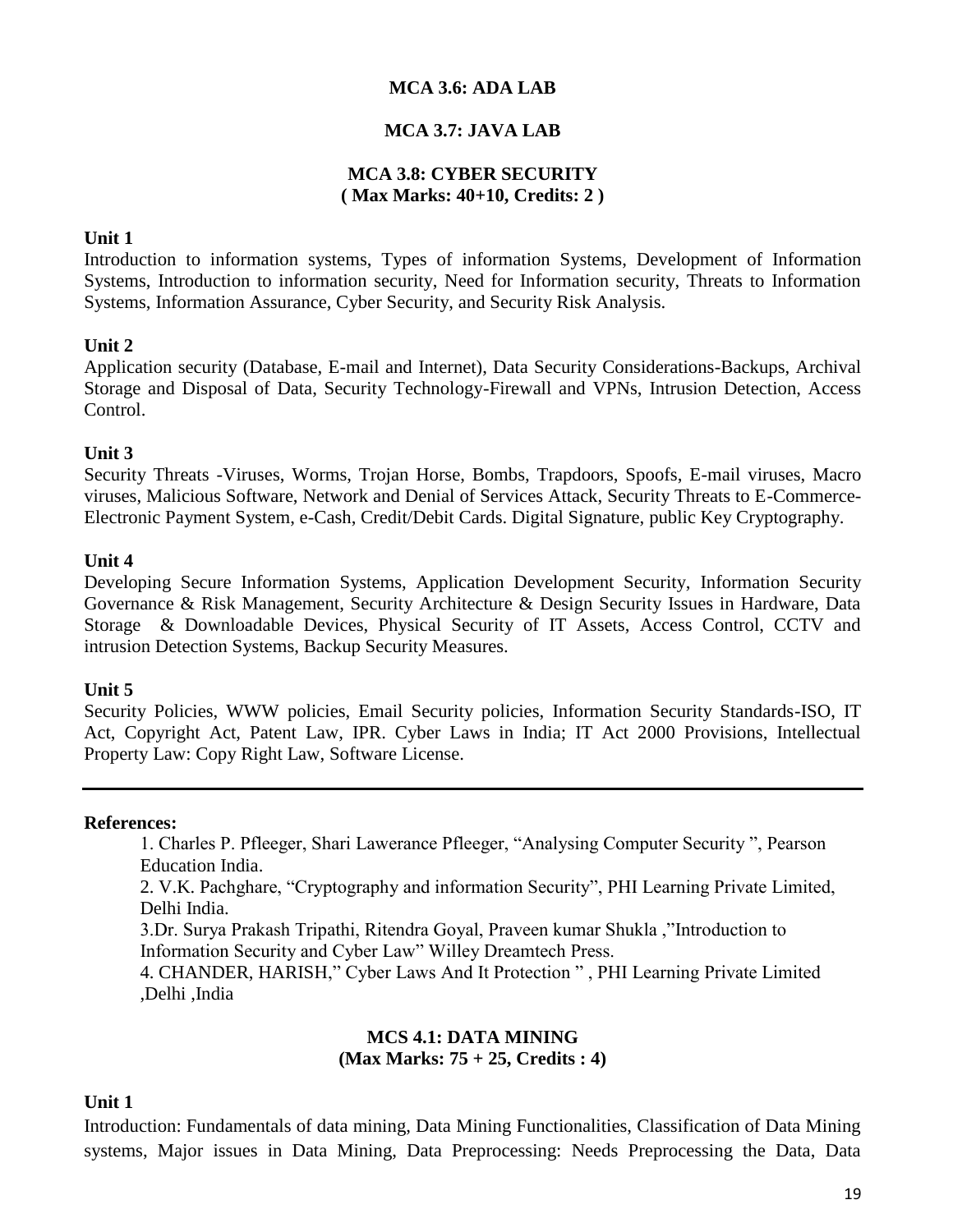## MCA 3.6: ADA LAB

## MCA 3.7: JAVA LAB

## MCA 3.8: CYBER SECURITY
**( Max Marks: 40+10, Credits: 2 )**

**Unit 1**

Introduction to information systems, Types of information Systems, Development of Information Systems, Introduction to information security, Need for Information security, Threats to Information Systems, Information Assurance, Cyber Security, and Security Risk Analysis.

**Unit 2**

Application security (Database, E-mail and Internet), Data Security Considerations-Backups, Archival Storage and Disposal of Data, Security Technology-Firewall and VPNs, Intrusion Detection, Access Control.

**Unit 3**

Security Threats -Viruses, Worms, Trojan Horse, Bombs, Trapdoors, Spoofs, E-mail viruses, Macro viruses, Malicious Software, Network and Denial of Services Attack, Security Threats to E-Commerce-Electronic Payment System, e-Cash, Credit/Debit Cards. Digital Signature, public Key Cryptography.

**Unit 4**

Developing Secure Information Systems, Application Development Security, Information Security Governance & Risk Management, Security Architecture & Design Security Issues in Hardware, Data Storage & Downloadable Devices, Physical Security of IT Assets, Access Control, CCTV and intrusion Detection Systems, Backup Security Measures.

**Unit 5**

Security Policies, WWW policies, Email Security policies, Information Security Standards-ISO, IT Act, Copyright Act, Patent Law, IPR. Cyber Laws in India; IT Act 2000 Provisions, Intellectual Property Law: Copy Right Law, Software License.

---

**References:**

1. Charles P. Pfleeger, Shari Lawerance Pfleeger, "Analysing Computer Security ", Pearson Education India.
2. V.K. Pachghare, "Cryptography and information Security", PHI Learning Private Limited, Delhi India.
3. Dr. Surya Prakash Tripathi, Ritendra Goyal, Praveen kumar Shukla ,"Introduction to Information Security and Cyber Law" Willey Dreamtech Press.
4. CHANDER, HARISH," Cyber Laws And It Protection " , PHI Learning Private Limited ,Delhi ,India

## MCS 4.1: DATA MINING
**(Max Marks: 75 + 25, Credits : 4)**

**Unit 1**

Introduction: Fundamentals of data mining, Data Mining Functionalities, Classification of Data Mining systems, Major issues in Data Mining, Data Preprocessing: Needs Preprocessing the Data, Data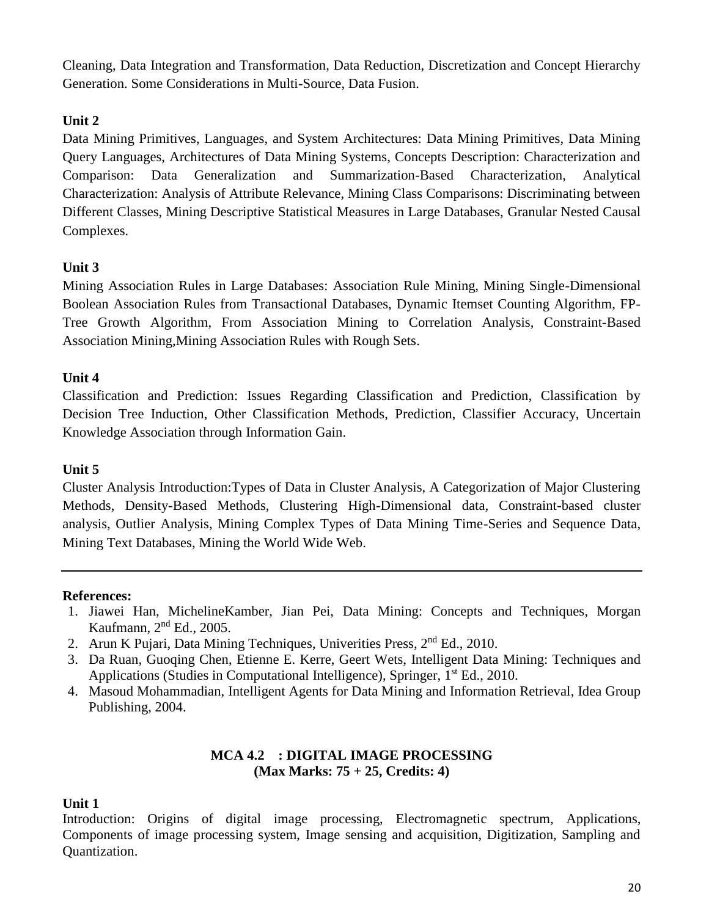Cleaning, Data Integration and Transformation, Data Reduction, Discretization and Concept Hierarchy Generation. Some Considerations in Multi-Source, Data Fusion.

**Unit 2**

Data Mining Primitives, Languages, and System Architectures: Data Mining Primitives, Data Mining Query Languages, Architectures of Data Mining Systems, Concepts Description: Characterization and Comparison: Data Generalization and Summarization-Based Characterization, Analytical Characterization: Analysis of Attribute Relevance, Mining Class Comparisons: Discriminating between Different Classes, Mining Descriptive Statistical Measures in Large Databases, Granular Nested Causal Complexes.

**Unit 3**

Mining Association Rules in Large Databases: Association Rule Mining, Mining Single-Dimensional Boolean Association Rules from Transactional Databases, Dynamic Itemset Counting Algorithm, FP-Tree Growth Algorithm, From Association Mining to Correlation Analysis, Constraint-Based Association Mining,Mining Association Rules with Rough Sets.

**Unit 4**

Classification and Prediction: Issues Regarding Classification and Prediction, Classification by Decision Tree Induction, Other Classification Methods, Prediction, Classifier Accuracy, Uncertain Knowledge Association through Information Gain.

**Unit 5**

Cluster Analysis Introduction:Types of Data in Cluster Analysis, A Categorization of Major Clustering Methods, Density-Based Methods, Clustering High-Dimensional data, Constraint-based cluster analysis, Outlier Analysis, Mining Complex Types of Data Mining Time-Series and Sequence Data, Mining Text Databases, Mining the World Wide Web.

---

**References:**

1. Jiawei Han, MichelineKamber, Jian Pei, Data Mining: Concepts and Techniques, Morgan Kaufmann, 2nd Ed., 2005.
2. Arun K Pujari, Data Mining Techniques, Univerities Press, 2nd Ed., 2010.
3. Da Ruan, Guoqing Chen, Etienne E. Kerre, Geert Wets, Intelligent Data Mining: Techniques and Applications (Studies in Computational Intelligence), Springer, 1st Ed., 2010.
4. Masoud Mohammadian, Intelligent Agents for Data Mining and Information Retrieval, Idea Group Publishing, 2004.

## MCA 4.2 : DIGITAL IMAGE PROCESSING
**(Max Marks: 75 + 25, Credits: 4)**

**Unit 1**

Introduction: Origins of digital image processing, Electromagnetic spectrum, Applications, Components of image processing system, Image sensing and acquisition, Digitization, Sampling and Quantization.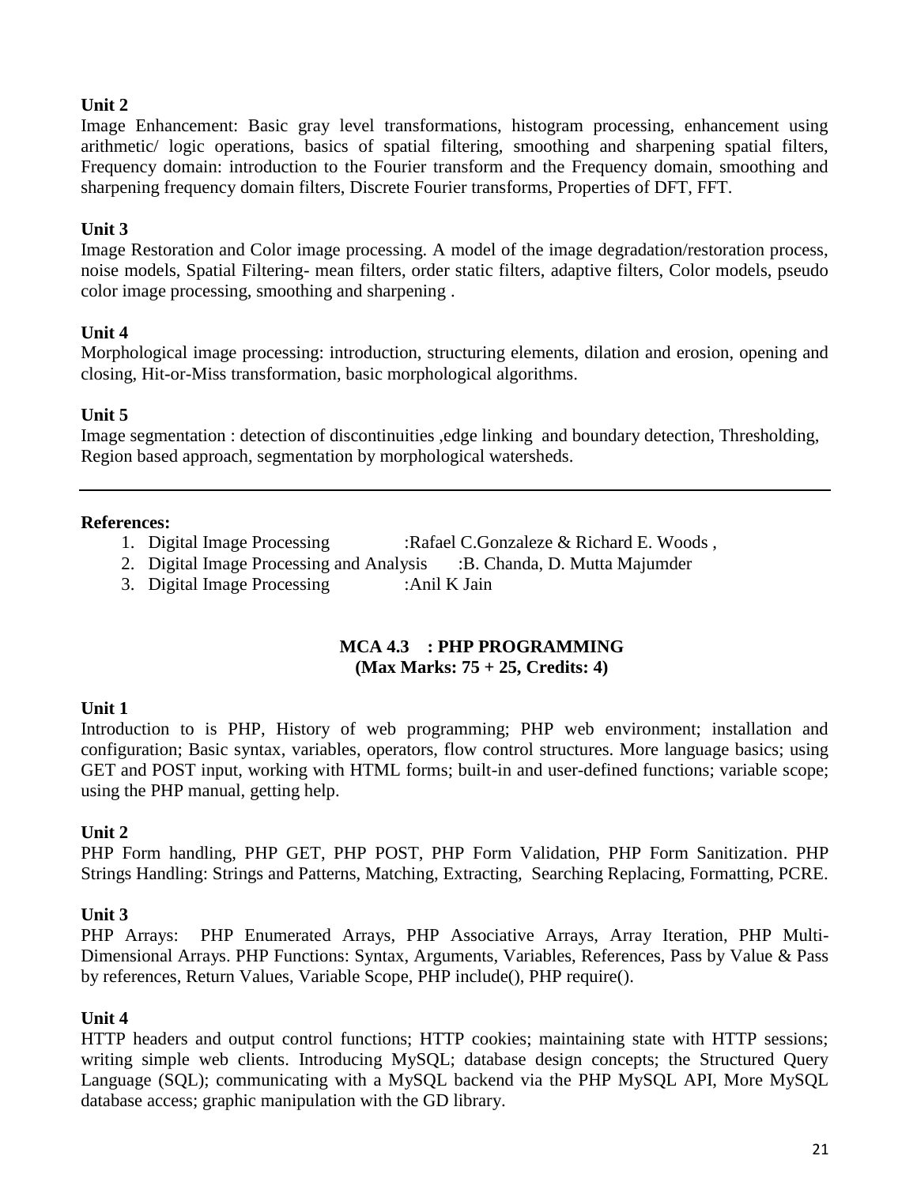**Unit 2**

Image Enhancement: Basic gray level transformations, histogram processing, enhancement using arithmetic/ logic operations, basics of spatial filtering, smoothing and sharpening spatial filters, Frequency domain: introduction to the Fourier transform and the Frequency domain, smoothing and sharpening frequency domain filters, Discrete Fourier transforms, Properties of DFT, FFT.

**Unit 3**

Image Restoration and Color image processing. A model of the image degradation/restoration process, noise models, Spatial Filtering- mean filters, order static filters, adaptive filters, Color models, pseudo color image processing, smoothing and sharpening .

**Unit 4**

Morphological image processing: introduction, structuring elements, dilation and erosion, opening and closing, Hit-or-Miss transformation, basic morphological algorithms.

**Unit 5**

Image segmentation : detection of discontinuities ,edge linking and boundary detection, Thresholding, Region based approach, segmentation by morphological watersheds.

---

**References:**

1. Digital Image Processing :Rafael C.Gonzaleze & Richard E. Woods ,
2. Digital Image Processing and Analysis :B. Chanda, D. Mutta Majumder
3. Digital Image Processing :Anil K Jain

## MCA 4.3 : PHP PROGRAMMING
**(Max Marks: 75 + 25, Credits: 4)**

**Unit 1**

Introduction to is PHP, History of web programming; PHP web environment; installation and configuration; Basic syntax, variables, operators, flow control structures. More language basics; using GET and POST input, working with HTML forms; built-in and user-defined functions; variable scope; using the PHP manual, getting help.

**Unit 2**

PHP Form handling, PHP GET, PHP POST, PHP Form Validation, PHP Form Sanitization. PHP Strings Handling: Strings and Patterns, Matching, Extracting, Searching Replacing, Formatting, PCRE.

**Unit 3**

PHP Arrays: PHP Enumerated Arrays, PHP Associative Arrays, Array Iteration, PHP Multi-Dimensional Arrays. PHP Functions: Syntax, Arguments, Variables, References, Pass by Value & Pass by references, Return Values, Variable Scope, PHP include(), PHP require().

**Unit 4**

HTTP headers and output control functions; HTTP cookies; maintaining state with HTTP sessions; writing simple web clients. Introducing MySQL; database design concepts; the Structured Query Language (SQL); communicating with a MySQL backend via the PHP MySQL API, More MySQL database access; graphic manipulation with the GD library.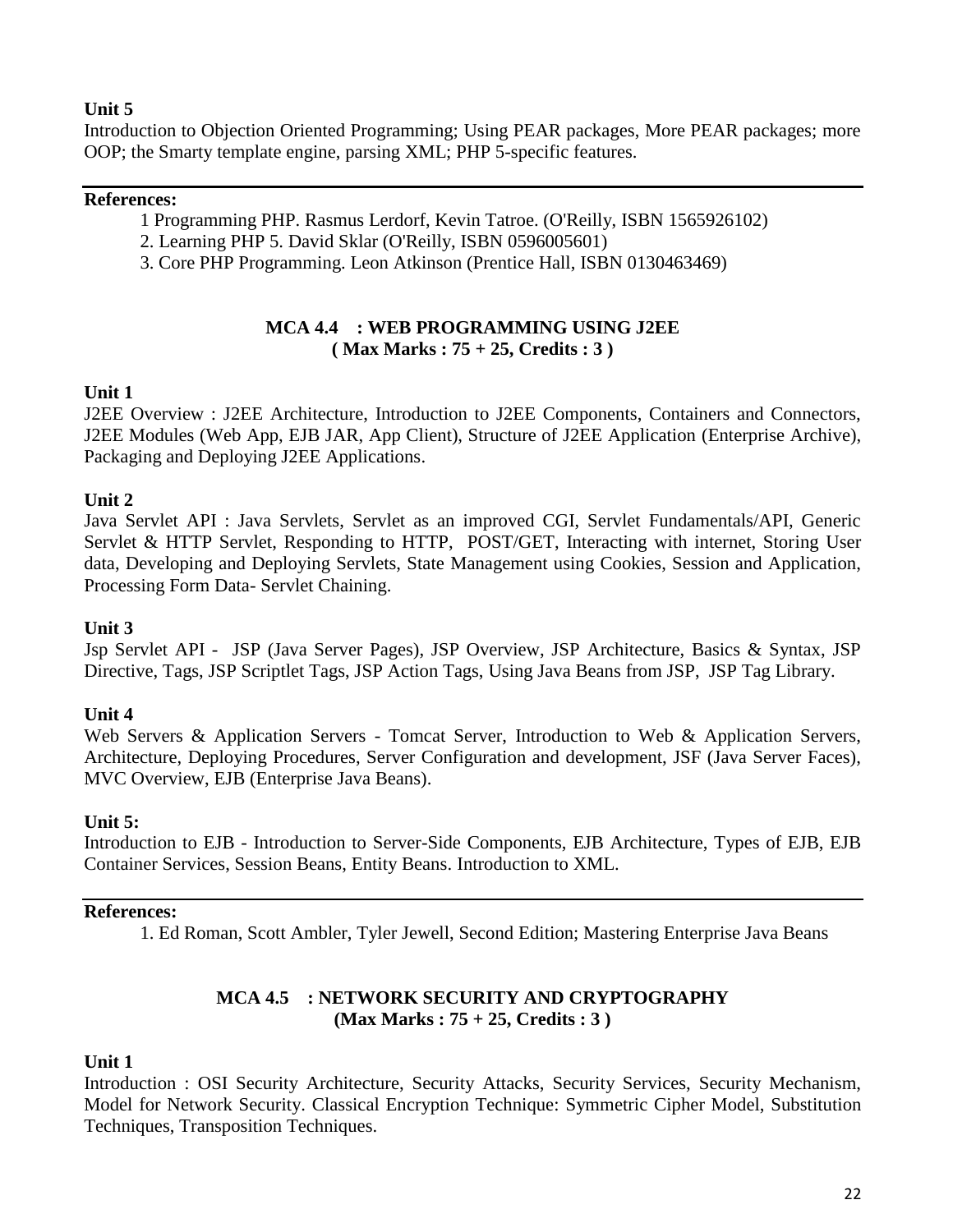**Unit 5**

Introduction to Objection Oriented Programming; Using PEAR packages, More PEAR packages; more OOP; the Smarty template engine, parsing XML; PHP 5-specific features.

---

**References:**

1 Programming PHP. Rasmus Lerdorf, Kevin Tatroe. (O'Reilly, ISBN 1565926102)

2. Learning PHP 5. David Sklar (O'Reilly, ISBN 0596005601)

3. Core PHP Programming. Leon Atkinson (Prentice Hall, ISBN 0130463469)

## MCA 4.4 : WEB PROGRAMMING USING J2EE

**( Max Marks : 75 + 25, Credits : 3 )**

**Unit 1**

J2EE Overview : J2EE Architecture, Introduction to J2EE Components, Containers and Connectors, J2EE Modules (Web App, EJB JAR, App Client), Structure of J2EE Application (Enterprise Archive), Packaging and Deploying J2EE Applications.

**Unit 2**

Java Servlet API : Java Servlets, Servlet as an improved CGI, Servlet Fundamentals/API, Generic Servlet & HTTP Servlet, Responding to HTTP, POST/GET, Interacting with internet, Storing User data, Developing and Deploying Servlets, State Management using Cookies, Session and Application, Processing Form Data- Servlet Chaining.

**Unit 3**

Jsp Servlet API - JSP (Java Server Pages), JSP Overview, JSP Architecture, Basics & Syntax, JSP Directive, Tags, JSP Scriptlet Tags, JSP Action Tags, Using Java Beans from JSP, JSP Tag Library.

**Unit 4**

Web Servers & Application Servers - Tomcat Server, Introduction to Web & Application Servers, Architecture, Deploying Procedures, Server Configuration and development, JSF (Java Server Faces), MVC Overview, EJB (Enterprise Java Beans).

**Unit 5:**

Introduction to EJB - Introduction to Server-Side Components, EJB Architecture, Types of EJB, EJB Container Services, Session Beans, Entity Beans. Introduction to XML.

---

**References:**

1. Ed Roman, Scott Ambler, Tyler Jewell, Second Edition; Mastering Enterprise Java Beans

## MCA 4.5 : NETWORK SECURITY AND CRYPTOGRAPHY

**(Max Marks : 75 + 25, Credits : 3 )**

**Unit 1**

Introduction : OSI Security Architecture, Security Attacks, Security Services, Security Mechanism, Model for Network Security. Classical Encryption Technique: Symmetric Cipher Model, Substitution Techniques, Transposition Techniques.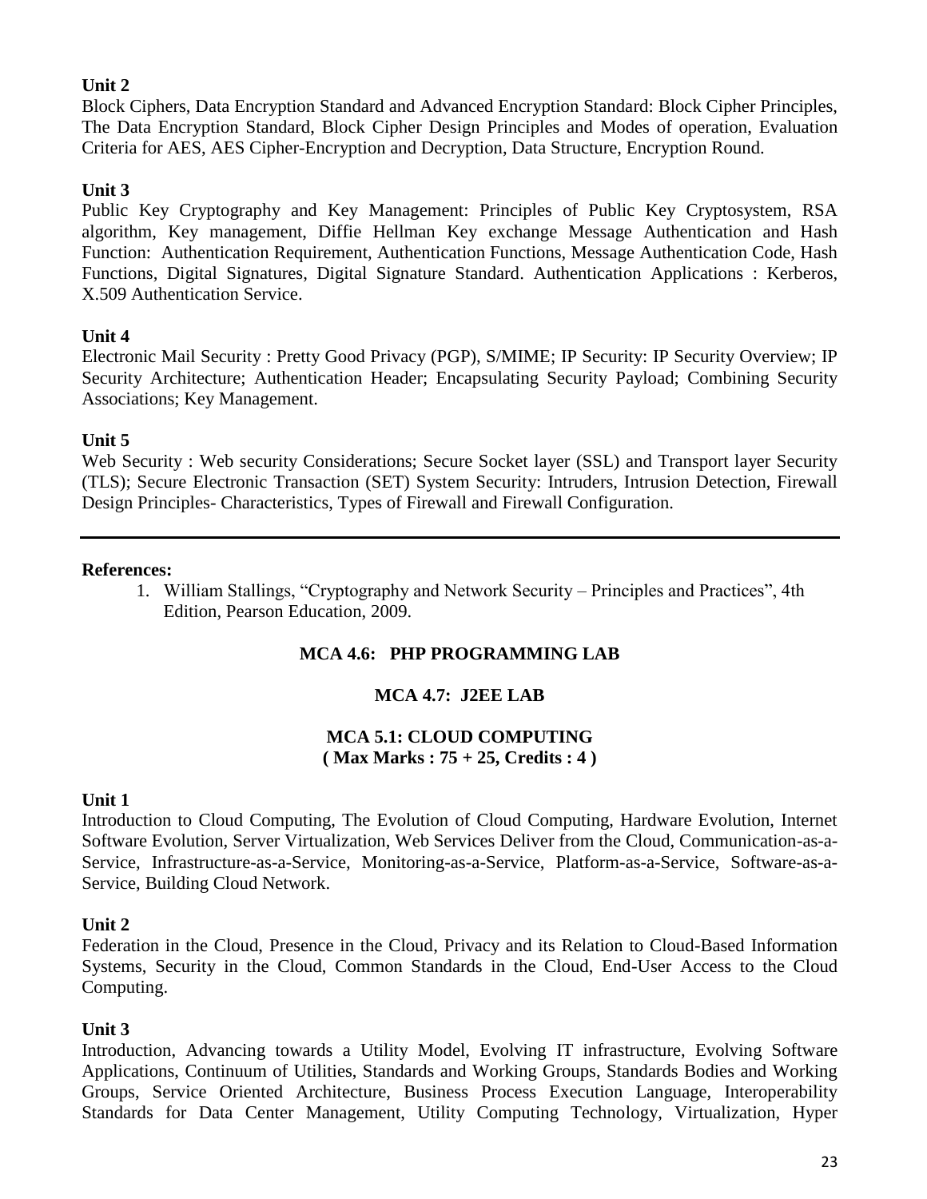**Unit 2**

Block Ciphers, Data Encryption Standard and Advanced Encryption Standard: Block Cipher Principles, The Data Encryption Standard, Block Cipher Design Principles and Modes of operation, Evaluation Criteria for AES, AES Cipher-Encryption and Decryption, Data Structure, Encryption Round.

**Unit 3**

Public Key Cryptography and Key Management: Principles of Public Key Cryptosystem, RSA algorithm, Key management, Diffie Hellman Key exchange Message Authentication and Hash Function: Authentication Requirement, Authentication Functions, Message Authentication Code, Hash Functions, Digital Signatures, Digital Signature Standard. Authentication Applications : Kerberos, X.509 Authentication Service.

**Unit 4**

Electronic Mail Security : Pretty Good Privacy (PGP), S/MIME; IP Security: IP Security Overview; IP Security Architecture; Authentication Header; Encapsulating Security Payload; Combining Security Associations; Key Management.

**Unit 5**

Web Security : Web security Considerations; Secure Socket layer (SSL) and Transport layer Security (TLS); Secure Electronic Transaction (SET) System Security: Intruders, Intrusion Detection, Firewall Design Principles- Characteristics, Types of Firewall and Firewall Configuration.

---

**References:**

1. William Stallings, "Cryptography and Network Security – Principles and Practices", 4th Edition, Pearson Education, 2009.

## MCA 4.6: PHP PROGRAMMING LAB

## MCA 4.7: J2EE LAB

## MCA 5.1: CLOUD COMPUTING
**( Max Marks : 75 + 25, Credits : 4 )**

**Unit 1**

Introduction to Cloud Computing, The Evolution of Cloud Computing, Hardware Evolution, Internet Software Evolution, Server Virtualization, Web Services Deliver from the Cloud, Communication-as-a-Service, Infrastructure-as-a-Service, Monitoring-as-a-Service, Platform-as-a-Service, Software-as-a-Service, Building Cloud Network.

**Unit 2**

Federation in the Cloud, Presence in the Cloud, Privacy and its Relation to Cloud-Based Information Systems, Security in the Cloud, Common Standards in the Cloud, End-User Access to the Cloud Computing.

**Unit 3**

Introduction, Advancing towards a Utility Model, Evolving IT infrastructure, Evolving Software Applications, Continuum of Utilities, Standards and Working Groups, Standards Bodies and Working Groups, Service Oriented Architecture, Business Process Execution Language, Interoperability Standards for Data Center Management, Utility Computing Technology, Virtualization, Hyper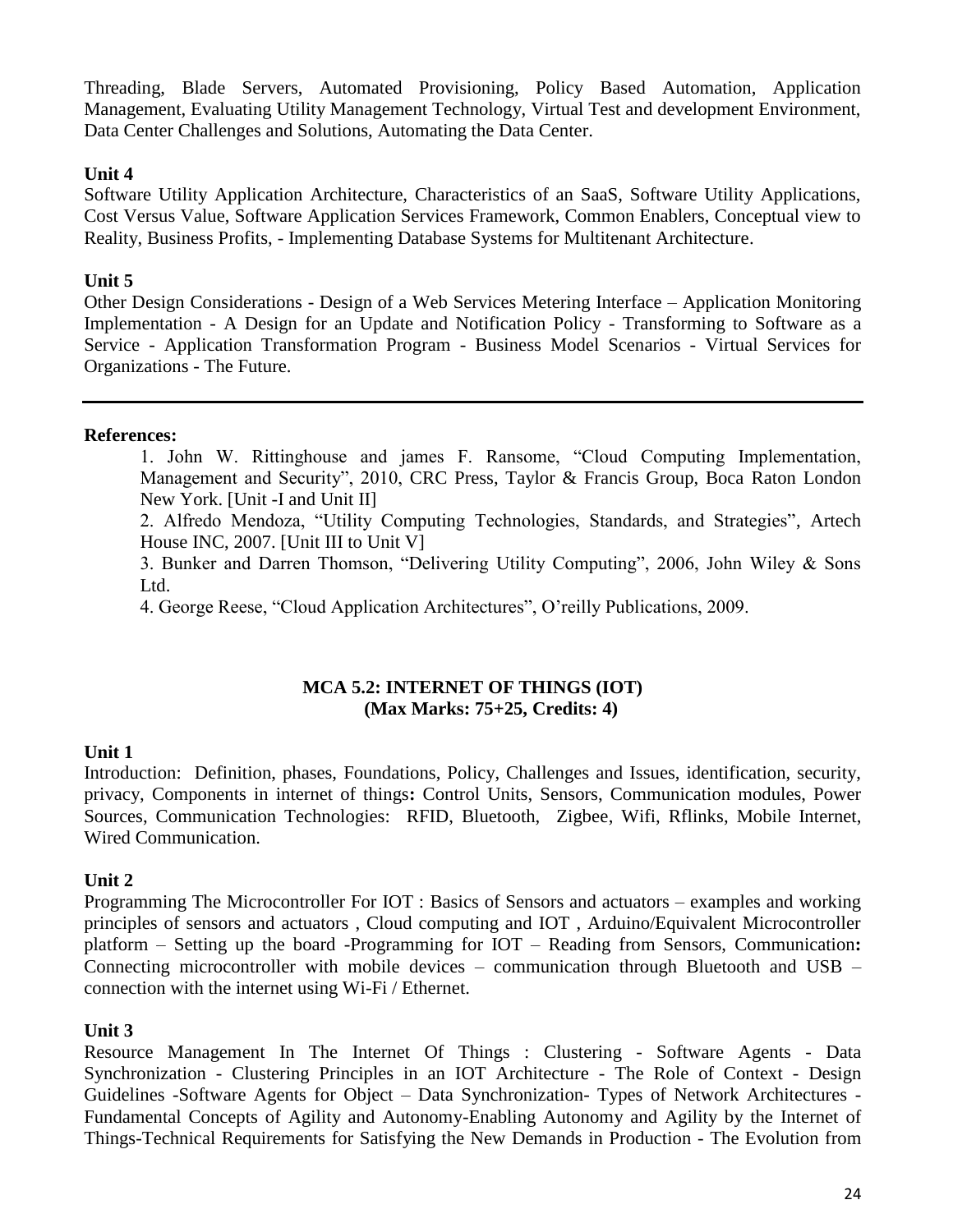Threading, Blade Servers, Automated Provisioning, Policy Based Automation, Application Management, Evaluating Utility Management Technology, Virtual Test and development Environment, Data Center Challenges and Solutions, Automating the Data Center.

**Unit 4**

Software Utility Application Architecture, Characteristics of an SaaS, Software Utility Applications, Cost Versus Value, Software Application Services Framework, Common Enablers, Conceptual view to Reality, Business Profits, - Implementing Database Systems for Multitenant Architecture.

**Unit 5**

Other Design Considerations - Design of a Web Services Metering Interface – Application Monitoring Implementation - A Design for an Update and Notification Policy - Transforming to Software as a Service - Application Transformation Program - Business Model Scenarios - Virtual Services for Organizations - The Future.

---

**References:**

1. John W. Rittinghouse and james F. Ransome, "Cloud Computing Implementation, Management and Security", 2010, CRC Press, Taylor & Francis Group, Boca Raton London New York. [Unit -I and Unit II]
2. Alfredo Mendoza, "Utility Computing Technologies, Standards, and Strategies", Artech House INC, 2007. [Unit III to Unit V]
3. Bunker and Darren Thomson, "Delivering Utility Computing", 2006, John Wiley & Sons Ltd.
4. George Reese, "Cloud Application Architectures", O'reilly Publications, 2009.

## MCA 5.2: INTERNET OF THINGS (IOT)
**(Max Marks: 75+25, Credits: 4)**

**Unit 1**

Introduction: Definition, phases, Foundations, Policy, Challenges and Issues, identification, security, privacy, Components in internet of things**:** Control Units, Sensors, Communication modules, Power Sources, Communication Technologies: RFID, Bluetooth, Zigbee, Wifi, Rflinks, Mobile Internet, Wired Communication.

**Unit 2**

Programming The Microcontroller For IOT : Basics of Sensors and actuators – examples and working principles of sensors and actuators , Cloud computing and IOT , Arduino/Equivalent Microcontroller platform – Setting up the board -Programming for IOT – Reading from Sensors, Communication**:** Connecting microcontroller with mobile devices – communication through Bluetooth and USB – connection with the internet using Wi-Fi / Ethernet.

**Unit 3**

Resource Management In The Internet Of Things : Clustering - Software Agents - Data Synchronization - Clustering Principles in an IOT Architecture - The Role of Context - Design Guidelines -Software Agents for Object – Data Synchronization- Types of Network Architectures - Fundamental Concepts of Agility and Autonomy-Enabling Autonomy and Agility by the Internet of Things-Technical Requirements for Satisfying the New Demands in Production - The Evolution from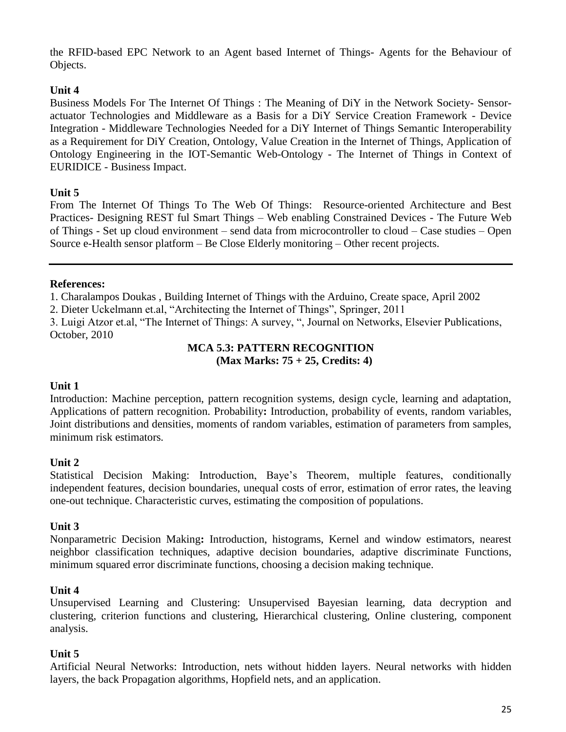the RFID-based EPC Network to an Agent based Internet of Things- Agents for the Behaviour of Objects.

**Unit 4**

Business Models For The Internet Of Things : The Meaning of DiY in the Network Society- Sensor-actuator Technologies and Middleware as a Basis for a DiY Service Creation Framework - Device Integration - Middleware Technologies Needed for a DiY Internet of Things Semantic Interoperability as a Requirement for DiY Creation, Ontology, Value Creation in the Internet of Things, Application of Ontology Engineering in the IOT-Semantic Web-Ontology - The Internet of Things in Context of EURIDICE - Business Impact.

**Unit 5**

From The Internet Of Things To The Web Of Things: Resource-oriented Architecture and Best Practices- Designing REST ful Smart Things – Web enabling Constrained Devices - The Future Web of Things - Set up cloud environment – send data from microcontroller to cloud – Case studies – Open Source e-Health sensor platform – Be Close Elderly monitoring – Other recent projects.

---

**References:**

1. Charalampos Doukas , Building Internet of Things with the Arduino, Create space, April 2002
2. Dieter Uckelmann et.al, “Architecting the Internet of Things”, Springer, 2011
3. Luigi Atzor et.al, “The Internet of Things: A survey, “, Journal on Networks, Elsevier Publications, October, 2010

## MCA 5.3: PATTERN RECOGNITION

**(Max Marks: 75 + 25, Credits: 4)**

**Unit 1**

Introduction: Machine perception, pattern recognition systems, design cycle, learning and adaptation, Applications of pattern recognition. Probability**:** Introduction, probability of events, random variables, Joint distributions and densities, moments of random variables, estimation of parameters from samples, minimum risk estimators.

**Unit 2**

Statistical Decision Making: Introduction, Baye’s Theorem, multiple features, conditionally independent features, decision boundaries, unequal costs of error, estimation of error rates, the leaving one-out technique. Characteristic curves, estimating the composition of populations.

**Unit 3**

Nonparametric Decision Making**:** Introduction, histograms, Kernel and window estimators, nearest neighbor classification techniques, adaptive decision boundaries, adaptive discriminate Functions, minimum squared error discriminate functions, choosing a decision making technique.

**Unit 4**

Unsupervised Learning and Clustering: Unsupervised Bayesian learning, data decryption and clustering, criterion functions and clustering, Hierarchical clustering, Online clustering, component analysis.

**Unit 5**

Artificial Neural Networks: Introduction, nets without hidden layers. Neural networks with hidden layers, the back Propagation algorithms, Hopfield nets, and an application.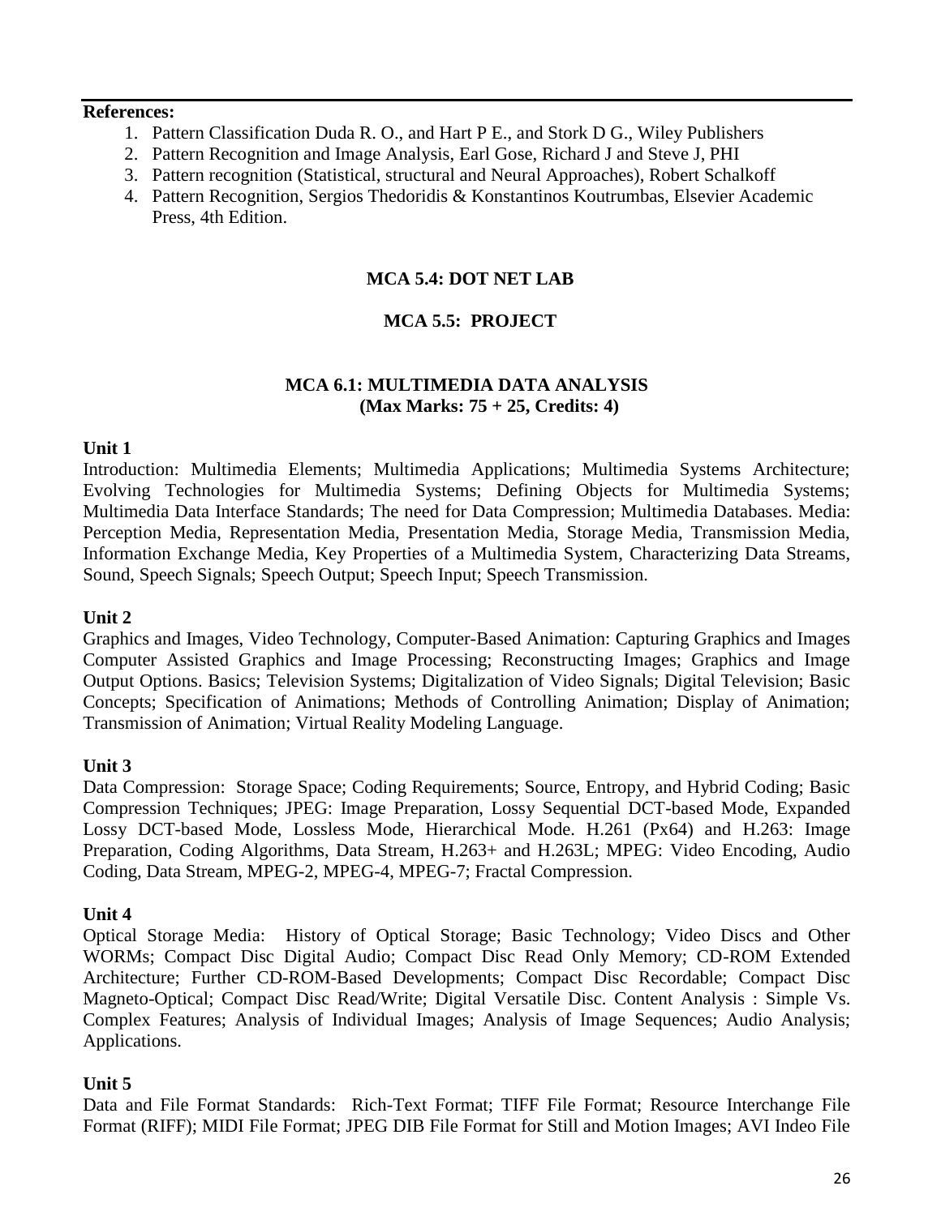**References:**

1. Pattern Classification Duda R. O., and Hart P E., and Stork D G., Wiley Publishers
2. Pattern Recognition and Image Analysis, Earl Gose, Richard J and Steve J, PHI
3. Pattern recognition (Statistical, structural and Neural Approaches), Robert Schalkoff
4. Pattern Recognition, Sergios Thedoridis & Konstantinos Koutrumbas, Elsevier Academic Press, 4th Edition.

## MCA 5.4: DOT NET LAB

## MCA 5.5: PROJECT

## MCA 6.1: MULTIMEDIA DATA ANALYSIS

**(Max Marks: 75 + 25, Credits: 4)**

**Unit 1**

Introduction: Multimedia Elements; Multimedia Applications; Multimedia Systems Architecture; Evolving Technologies for Multimedia Systems; Defining Objects for Multimedia Systems; Multimedia Data Interface Standards; The need for Data Compression; Multimedia Databases. Media: Perception Media, Representation Media, Presentation Media, Storage Media, Transmission Media, Information Exchange Media, Key Properties of a Multimedia System, Characterizing Data Streams, Sound, Speech Signals; Speech Output; Speech Input; Speech Transmission.

**Unit 2**

Graphics and Images, Video Technology, Computer-Based Animation: Capturing Graphics and Images Computer Assisted Graphics and Image Processing; Reconstructing Images; Graphics and Image Output Options. Basics; Television Systems; Digitalization of Video Signals; Digital Television; Basic Concepts; Specification of Animations; Methods of Controlling Animation; Display of Animation; Transmission of Animation; Virtual Reality Modeling Language.

**Unit 3**

Data Compression: Storage Space; Coding Requirements; Source, Entropy, and Hybrid Coding; Basic Compression Techniques; JPEG: Image Preparation, Lossy Sequential DCT-based Mode, Expanded Lossy DCT-based Mode, Lossless Mode, Hierarchical Mode. H.261 (Px64) and H.263: Image Preparation, Coding Algorithms, Data Stream, H.263+ and H.263L; MPEG: Video Encoding, Audio Coding, Data Stream, MPEG-2, MPEG-4, MPEG-7; Fractal Compression.

**Unit 4**

Optical Storage Media: History of Optical Storage; Basic Technology; Video Discs and Other WORMs; Compact Disc Digital Audio; Compact Disc Read Only Memory; CD-ROM Extended Architecture; Further CD-ROM-Based Developments; Compact Disc Recordable; Compact Disc Magneto-Optical; Compact Disc Read/Write; Digital Versatile Disc. Content Analysis : Simple Vs. Complex Features; Analysis of Individual Images; Analysis of Image Sequences; Audio Analysis; Applications.

**Unit 5**

Data and File Format Standards: Rich-Text Format; TIFF File Format; Resource Interchange File Format (RIFF); MIDI File Format; JPEG DIB File Format for Still and Motion Images; AVI Indeo File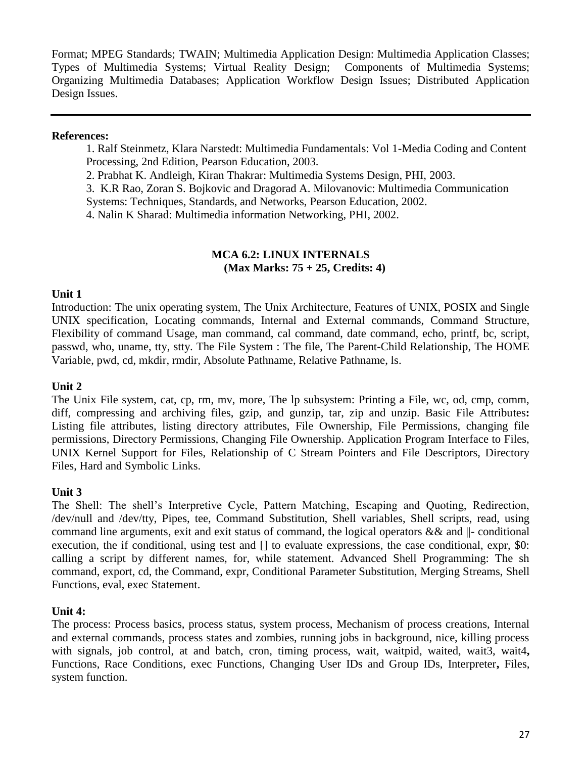Format; MPEG Standards; TWAIN; Multimedia Application Design: Multimedia Application Classes; Types of Multimedia Systems; Virtual Reality Design; Components of Multimedia Systems; Organizing Multimedia Databases; Application Workflow Design Issues; Distributed Application Design Issues.

---

**References:**

1. Ralf Steinmetz, Klara Narstedt: Multimedia Fundamentals: Vol 1-Media Coding and Content Processing, 2nd Edition, Pearson Education, 2003.
2. Prabhat K. Andleigh, Kiran Thakrar: Multimedia Systems Design, PHI, 2003.
3. K.R Rao, Zoran S. Bojkovic and Dragorad A. Milovanovic: Multimedia Communication Systems: Techniques, Standards, and Networks, Pearson Education, 2002.
4. Nalin K Sharad: Multimedia information Networking, PHI, 2002.

## MCA 6.2: LINUX INTERNALS
**(Max Marks: 75 + 25, Credits: 4)**

**Unit 1**

Introduction: The unix operating system, The Unix Architecture, Features of UNIX, POSIX and Single UNIX specification, Locating commands, Internal and External commands, Command Structure, Flexibility of command Usage, man command, cal command, date command, echo, printf, bc, script, passwd, who, uname, tty, stty. The File System : The file, The Parent-Child Relationship, The HOME Variable, pwd, cd, mkdir, rmdir, Absolute Pathname, Relative Pathname, ls.

**Unit 2**

The Unix File system, cat, cp, rm, mv, more, The lp subsystem: Printing a File, wc, od, cmp, comm, diff, compressing and archiving files, gzip, and gunzip, tar, zip and unzip. Basic File Attributes**:** Listing file attributes, listing directory attributes, File Ownership, File Permissions, changing file permissions, Directory Permissions, Changing File Ownership. Application Program Interface to Files, UNIX Kernel Support for Files, Relationship of C Stream Pointers and File Descriptors, Directory Files, Hard and Symbolic Links.

**Unit 3**

The Shell: The shell's Interpretive Cycle, Pattern Matching, Escaping and Quoting, Redirection, /dev/null and /dev/tty, Pipes, tee, Command Substitution, Shell variables, Shell scripts, read, using command line arguments, exit and exit status of command, the logical operators && and ||- conditional execution, the if conditional, using test and [] to evaluate expressions, the case conditional, expr, $0: calling a script by different names, for, while statement. Advanced Shell Programming: The sh command, export, cd, the Command, expr, Conditional Parameter Substitution, Merging Streams, Shell Functions, eval, exec Statement.

**Unit 4:**

The process: Process basics, process status, system process, Mechanism of process creations, Internal and external commands, process states and zombies, running jobs in background, nice, killing process with signals, job control, at and batch, cron, timing process, wait, waitpid, waited, wait3, wait4**,** Functions, Race Conditions, exec Functions, Changing User IDs and Group IDs, Interpreter**,** Files, system function.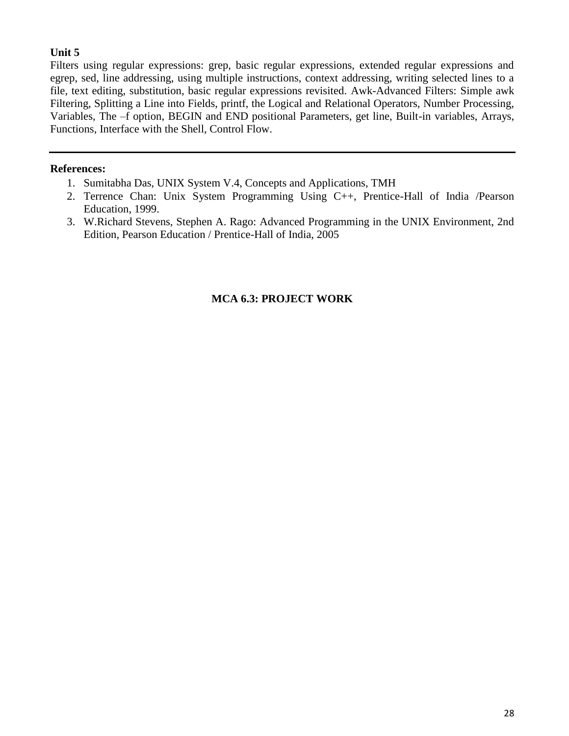**Unit 5**

Filters using regular expressions: grep, basic regular expressions, extended regular expressions and egrep, sed, line addressing, using multiple instructions, context addressing, writing selected lines to a file, text editing, substitution, basic regular expressions revisited. Awk-Advanced Filters: Simple awk Filtering, Splitting a Line into Fields, printf, the Logical and Relational Operators, Number Processing, Variables, The –f option, BEGIN and END positional Parameters, get line, Built-in variables, Arrays, Functions, Interface with the Shell, Control Flow.

---

**References:**

1. Sumitabha Das, UNIX System V.4, Concepts and Applications, TMH
2. Terrence Chan: Unix System Programming Using C++, Prentice-Hall of India /Pearson Education, 1999.
3. W.Richard Stevens, Stephen A. Rago: Advanced Programming in the UNIX Environment, 2nd Edition, Pearson Education / Prentice-Hall of India, 2005

## MCA 6.3: PROJECT WORK